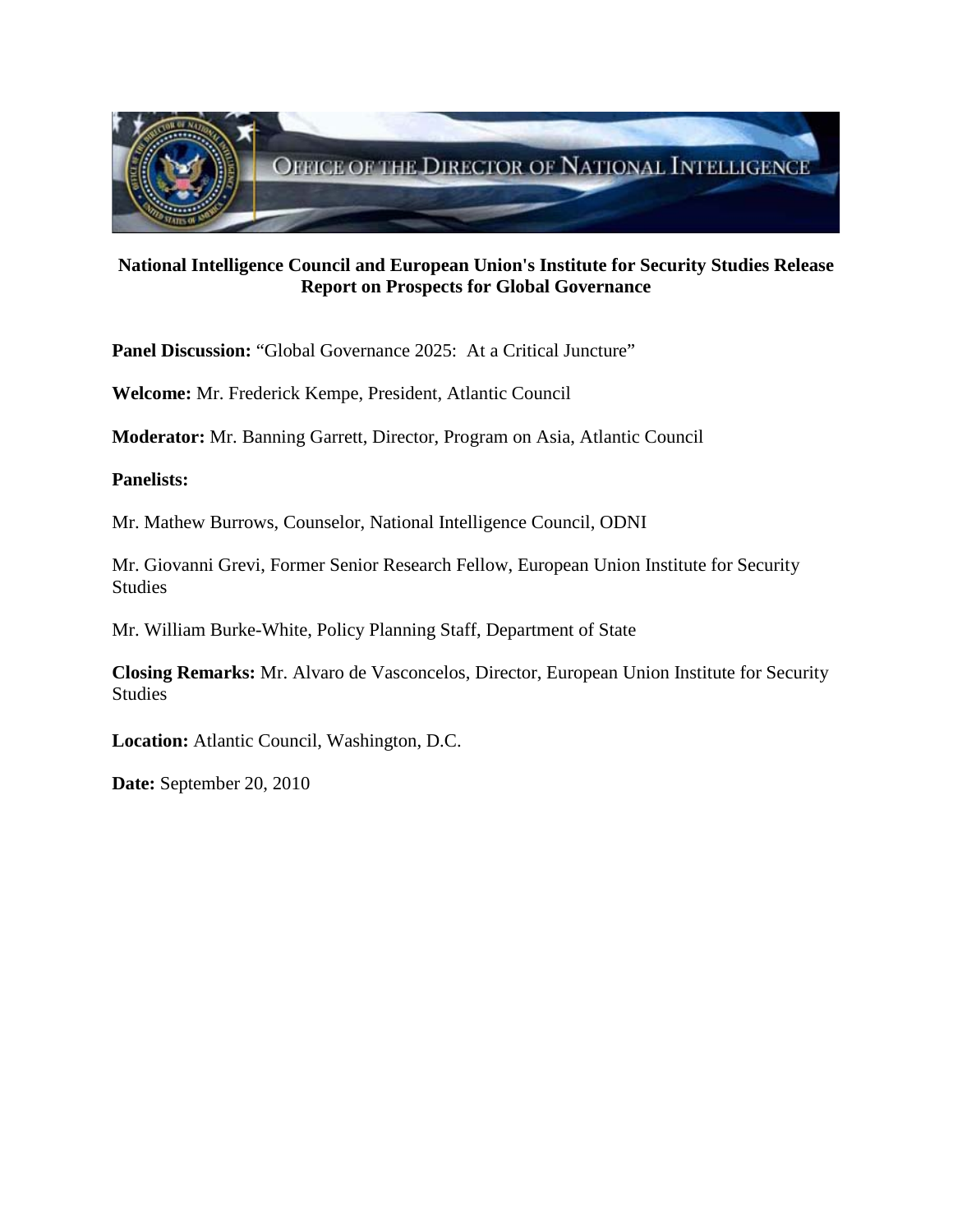OFFICE OF THE DIRECTOR OF NATIONAL INTELLIGENCE

**National Intelligence Council and European Union's Institute for Security Studies Release Report on Prospects for Global Governance**

**Panel Discussion:** "Global Governance 2025: At a Critical Juncture"

**Welcome:** Mr. Frederick Kempe, President, Atlantic Council

**Moderator:** Mr. Banning Garrett, Director, Program on Asia, Atlantic Council

**Panelists:**

Mr. Mathew Burrows, Counselor, National Intelligence Council, ODNI

Mr. Giovanni Grevi, Former Senior Research Fellow, European Union Institute for Security Studies

Mr. William Burke-White, Policy Planning Staff, Department of State

**Closing Remarks:** Mr. Alvaro de Vasconcelos, Director, European Union Institute for Security Studies

**Location:** Atlantic Council, Washington, D.C.

**Date:** September 20, 2010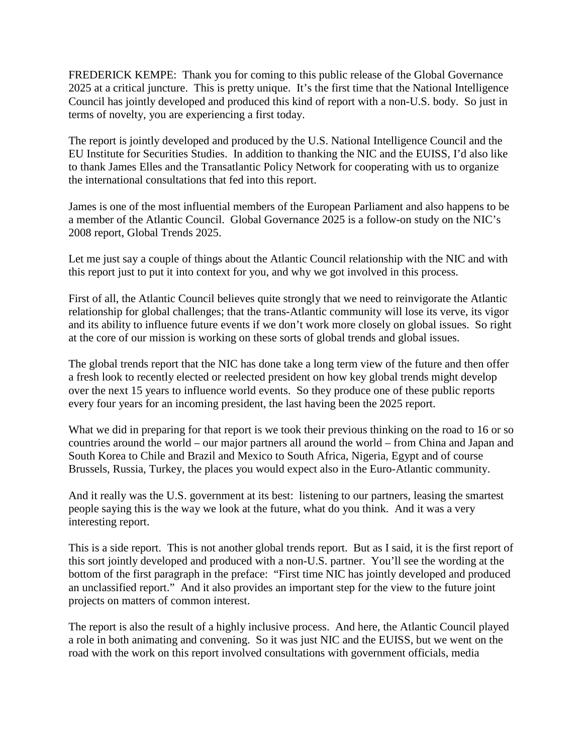FREDERICK KEMPE: Thank you for coming to this public release of the Global Governance 2025 at a critical juncture. This is pretty unique. It's the first time that the National Intelligence Council has jointly developed and produced this kind of report with a non-U.S. body. So just in terms of novelty, you are experiencing a first today.

The report is jointly developed and produced by the U.S. National Intelligence Council and the EU Institute for Securities Studies. In addition to thanking the NIC and the EUISS, I'd also like to thank James Elles and the Transatlantic Policy Network for cooperating with us to organize the international consultations that fed into this report.

James is one of the most influential members of the European Parliament and also happens to be a member of the Atlantic Council. Global Governance 2025 is a follow-on study on the NIC's 2008 report, Global Trends 2025.

Let me just say a couple of things about the Atlantic Council relationship with the NIC and with this report just to put it into context for you, and why we got involved in this process.

First of all, the Atlantic Council believes quite strongly that we need to reinvigorate the Atlantic relationship for global challenges; that the trans-Atlantic community will lose its verve, its vigor and its ability to influence future events if we don't work more closely on global issues. So right at the core of our mission is working on these sorts of global trends and global issues.

The global trends report that the NIC has done take a long term view of the future and then offer a fresh look to recently elected or reelected president on how key global trends might develop over the next 15 years to influence world events. So they produce one of these public reports every four years for an incoming president, the last having been the 2025 report.

What we did in preparing for that report is we took their previous thinking on the road to 16 or so countries around the world – our major partners all around the world – from China and Japan and South Korea to Chile and Brazil and Mexico to South Africa, Nigeria, Egypt and of course Brussels, Russia, Turkey, the places you would expect also in the Euro-Atlantic community.

And it really was the U.S. government at its best: listening to our partners, leasing the smartest people saying this is the way we look at the future, what do you think. And it was a very interesting report.

This is a side report. This is not another global trends report. But as I said, it is the first report of this sort jointly developed and produced with a non-U.S. partner. You'll see the wording at the bottom of the first paragraph in the preface: "First time NIC has jointly developed and produced an unclassified report." And it also provides an important step for the view to the future joint projects on matters of common interest.

The report is also the result of a highly inclusive process. And here, the Atlantic Council played a role in both animating and convening. So it was just NIC and the EUISS, but we went on the road with the work on this report involved consultations with government officials, media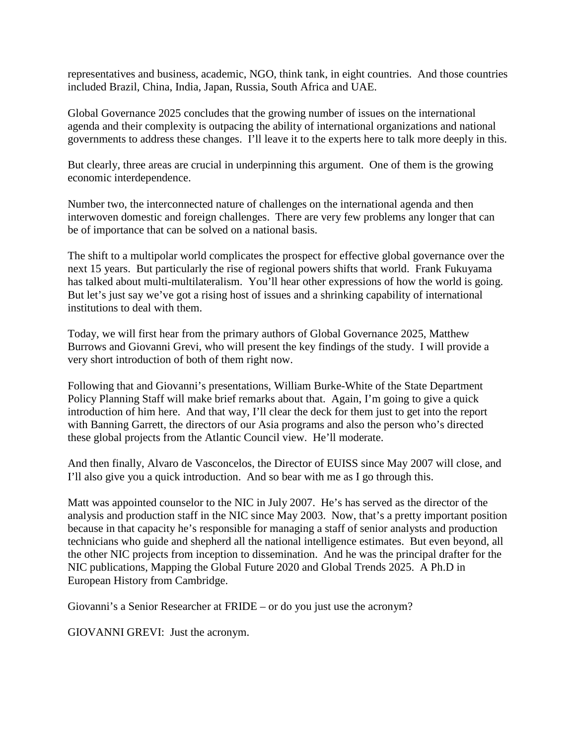representatives and business, academic, NGO, think tank, in eight countries. And those countries included Brazil, China, India, Japan, Russia, South Africa and UAE.

Global Governance 2025 concludes that the growing number of issues on the international agenda and their complexity is outpacing the ability of international organizations and national governments to address these changes. I'll leave it to the experts here to talk more deeply in this.

But clearly, three areas are crucial in underpinning this argument. One of them is the growing economic interdependence.

Number two, the interconnected nature of challenges on the international agenda and then interwoven domestic and foreign challenges. There are very few problems any longer that can be of importance that can be solved on a national basis.

The shift to a multipolar world complicates the prospect for effective global governance over the next 15 years. But particularly the rise of regional powers shifts that world. Frank Fukuyama has talked about multi-multilateralism. You'll hear other expressions of how the world is going. But let's just say we've got a rising host of issues and a shrinking capability of international institutions to deal with them.

Today, we will first hear from the primary authors of Global Governance 2025, Matthew Burrows and Giovanni Grevi, who will present the key findings of the study. I will provide a very short introduction of both of them right now.

Following that and Giovanni's presentations, William Burke-White of the State Department Policy Planning Staff will make brief remarks about that. Again, I'm going to give a quick introduction of him here. And that way, I'll clear the deck for them just to get into the report with Banning Garrett, the directors of our Asia programs and also the person who's directed these global projects from the Atlantic Council view. He'll moderate.

And then finally, Alvaro de Vasconcelos, the Director of EUISS since May 2007 will close, and I'll also give you a quick introduction. And so bear with me as I go through this.

Matt was appointed counselor to the NIC in July 2007. He's has served as the director of the analysis and production staff in the NIC since May 2003. Now, that's a pretty important position because in that capacity he's responsible for managing a staff of senior analysts and production technicians who guide and shepherd all the national intelligence estimates. But even beyond, all the other NIC projects from inception to dissemination. And he was the principal drafter for the NIC publications, Mapping the Global Future 2020 and Global Trends 2025. A Ph.D in European History from Cambridge.

Giovanni's a Senior Researcher at FRIDE – or do you just use the acronym?

GIOVANNI GREVI: Just the acronym.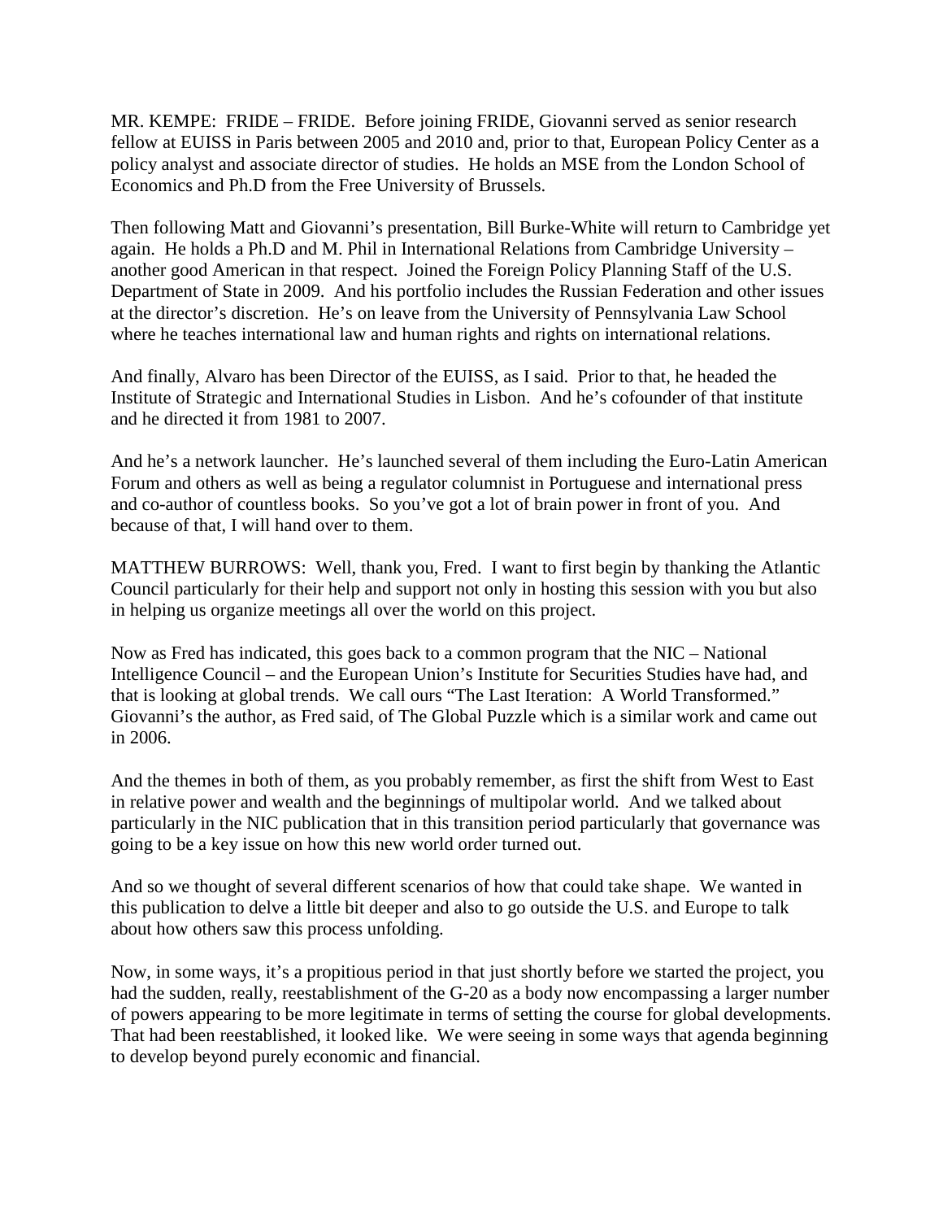MR. KEMPE: FRIDE – FRIDE. Before joining FRIDE, Giovanni served as senior research fellow at EUISS in Paris between 2005 and 2010 and, prior to that, European Policy Center as a policy analyst and associate director of studies. He holds an MSE from the London School of Economics and Ph.D from the Free University of Brussels.

Then following Matt and Giovanni's presentation, Bill Burke-White will return to Cambridge yet again. He holds a Ph.D and M. Phil in International Relations from Cambridge University – another good American in that respect. Joined the Foreign Policy Planning Staff of the U.S. Department of State in 2009. And his portfolio includes the Russian Federation and other issues at the director's discretion. He's on leave from the University of Pennsylvania Law School where he teaches international law and human rights and rights on international relations.

And finally, Alvaro has been Director of the EUISS, as I said. Prior to that, he headed the Institute of Strategic and International Studies in Lisbon. And he's cofounder of that institute and he directed it from 1981 to 2007.

And he's a network launcher. He's launched several of them including the Euro-Latin American Forum and others as well as being a regulator columnist in Portuguese and international press and co-author of countless books. So you've got a lot of brain power in front of you. And because of that, I will hand over to them.

MATTHEW BURROWS: Well, thank you, Fred. I want to first begin by thanking the Atlantic Council particularly for their help and support not only in hosting this session with you but also in helping us organize meetings all over the world on this project.

Now as Fred has indicated, this goes back to a common program that the NIC – National Intelligence Council – and the European Union's Institute for Securities Studies have had, and that is looking at global trends. We call ours "The Last Iteration: A World Transformed." Giovanni's the author, as Fred said, of The Global Puzzle which is a similar work and came out in 2006.

And the themes in both of them, as you probably remember, as first the shift from West to East in relative power and wealth and the beginnings of multipolar world. And we talked about particularly in the NIC publication that in this transition period particularly that governance was going to be a key issue on how this new world order turned out.

And so we thought of several different scenarios of how that could take shape. We wanted in this publication to delve a little bit deeper and also to go outside the U.S. and Europe to talk about how others saw this process unfolding.

Now, in some ways, it's a propitious period in that just shortly before we started the project, you had the sudden, really, reestablishment of the G-20 as a body now encompassing a larger number of powers appearing to be more legitimate in terms of setting the course for global developments. That had been reestablished, it looked like. We were seeing in some ways that agenda beginning to develop beyond purely economic and financial.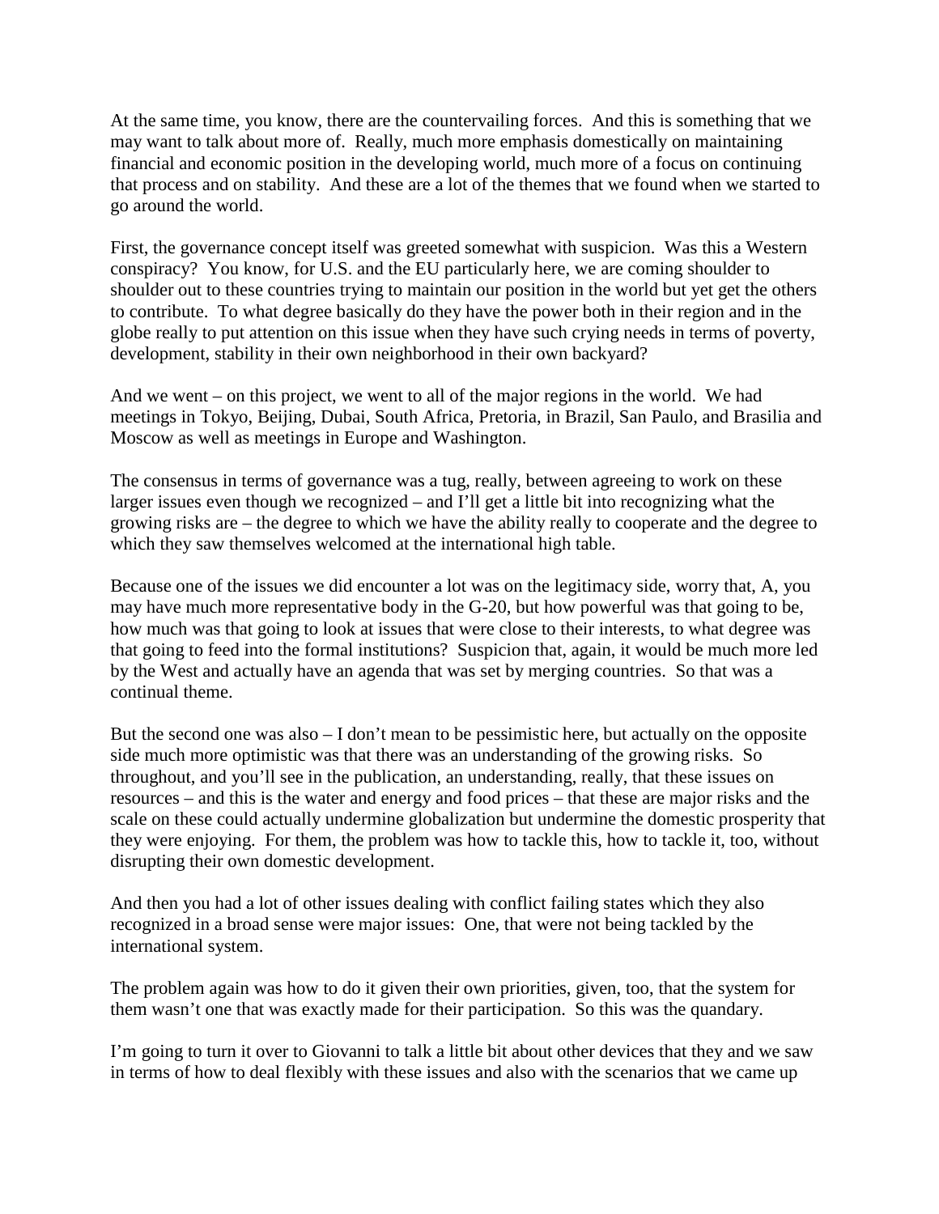At the same time, you know, there are the countervailing forces. And this is something that we may want to talk about more of. Really, much more emphasis domestically on maintaining financial and economic position in the developing world, much more of a focus on continuing that process and on stability. And these are a lot of the themes that we found when we started to go around the world.

First, the governance concept itself was greeted somewhat with suspicion. Was this a Western conspiracy? You know, for U.S. and the EU particularly here, we are coming shoulder to shoulder out to these countries trying to maintain our position in the world but yet get the others to contribute. To what degree basically do they have the power both in their region and in the globe really to put attention on this issue when they have such crying needs in terms of poverty, development, stability in their own neighborhood in their own backyard?

And we went – on this project, we went to all of the major regions in the world. We had meetings in Tokyo, Beijing, Dubai, South Africa, Pretoria, in Brazil, San Paulo, and Brasilia and Moscow as well as meetings in Europe and Washington.

The consensus in terms of governance was a tug, really, between agreeing to work on these larger issues even though we recognized – and I'll get a little bit into recognizing what the growing risks are – the degree to which we have the ability really to cooperate and the degree to which they saw themselves welcomed at the international high table.

Because one of the issues we did encounter a lot was on the legitimacy side, worry that, A, you may have much more representative body in the G-20, but how powerful was that going to be, how much was that going to look at issues that were close to their interests, to what degree was that going to feed into the formal institutions? Suspicion that, again, it would be much more led by the West and actually have an agenda that was set by merging countries. So that was a continual theme.

But the second one was also – I don't mean to be pessimistic here, but actually on the opposite side much more optimistic was that there was an understanding of the growing risks. So throughout, and you'll see in the publication, an understanding, really, that these issues on resources – and this is the water and energy and food prices – that these are major risks and the scale on these could actually undermine globalization but undermine the domestic prosperity that they were enjoying. For them, the problem was how to tackle this, how to tackle it, too, without disrupting their own domestic development.

And then you had a lot of other issues dealing with conflict failing states which they also recognized in a broad sense were major issues: One, that were not being tackled by the international system.

The problem again was how to do it given their own priorities, given, too, that the system for them wasn't one that was exactly made for their participation. So this was the quandary.

I'm going to turn it over to Giovanni to talk a little bit about other devices that they and we saw in terms of how to deal flexibly with these issues and also with the scenarios that we came up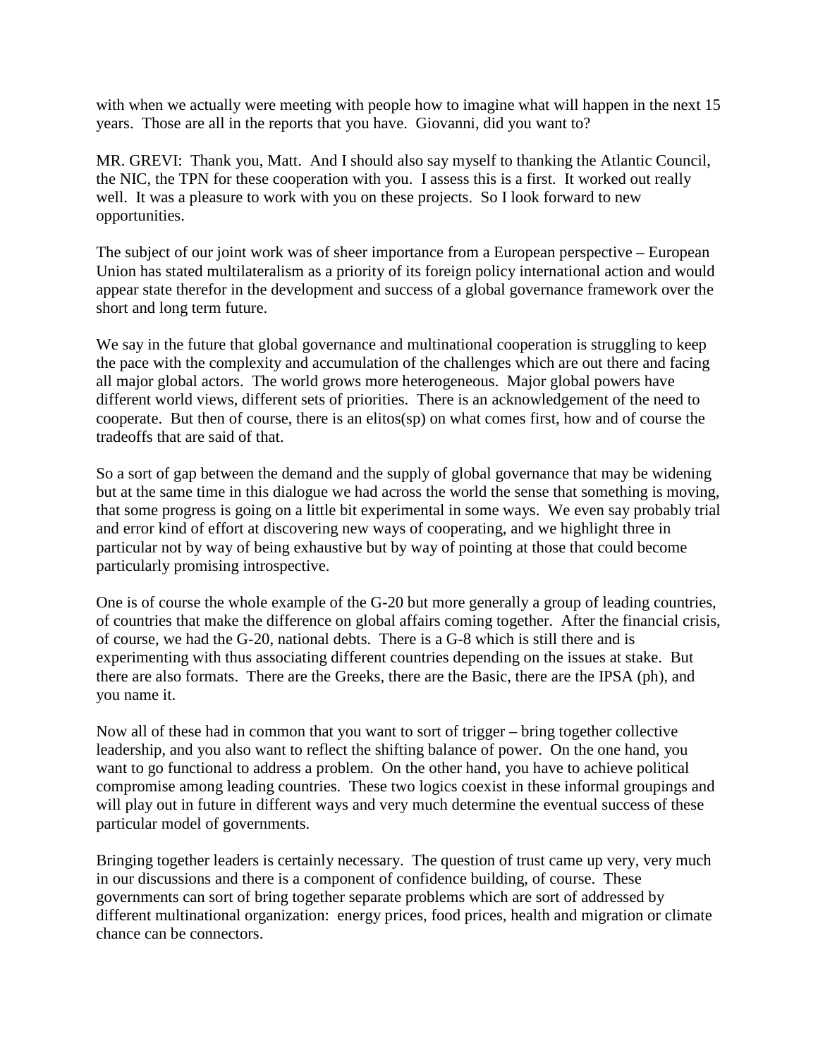with when we actually were meeting with people how to imagine what will happen in the next 15 years. Those are all in the reports that you have. Giovanni, did you want to?

MR. GREVI: Thank you, Matt. And I should also say myself to thanking the Atlantic Council, the NIC, the TPN for these cooperation with you. I assess this is a first. It worked out really well. It was a pleasure to work with you on these projects. So I look forward to new opportunities.

The subject of our joint work was of sheer importance from a European perspective – European Union has stated multilateralism as a priority of its foreign policy international action and would appear state therefor in the development and success of a global governance framework over the short and long term future.

We say in the future that global governance and multinational cooperation is struggling to keep the pace with the complexity and accumulation of the challenges which are out there and facing all major global actors. The world grows more heterogeneous. Major global powers have different world views, different sets of priorities. There is an acknowledgement of the need to cooperate. But then of course, there is an elitos(sp) on what comes first, how and of course the tradeoffs that are said of that.

So a sort of gap between the demand and the supply of global governance that may be widening but at the same time in this dialogue we had across the world the sense that something is moving, that some progress is going on a little bit experimental in some ways. We even say probably trial and error kind of effort at discovering new ways of cooperating, and we highlight three in particular not by way of being exhaustive but by way of pointing at those that could become particularly promising introspective.

One is of course the whole example of the G-20 but more generally a group of leading countries, of countries that make the difference on global affairs coming together. After the financial crisis, of course, we had the G-20, national debts. There is a G-8 which is still there and is experimenting with thus associating different countries depending on the issues at stake. But there are also formats. There are the Greeks, there are the Basic, there are the IPSA (ph), and you name it.

Now all of these had in common that you want to sort of trigger – bring together collective leadership, and you also want to reflect the shifting balance of power. On the one hand, you want to go functional to address a problem. On the other hand, you have to achieve political compromise among leading countries. These two logics coexist in these informal groupings and will play out in future in different ways and very much determine the eventual success of these particular model of governments.

Bringing together leaders is certainly necessary. The question of trust came up very, very much in our discussions and there is a component of confidence building, of course. These governments can sort of bring together separate problems which are sort of addressed by different multinational organization: energy prices, food prices, health and migration or climate chance can be connectors.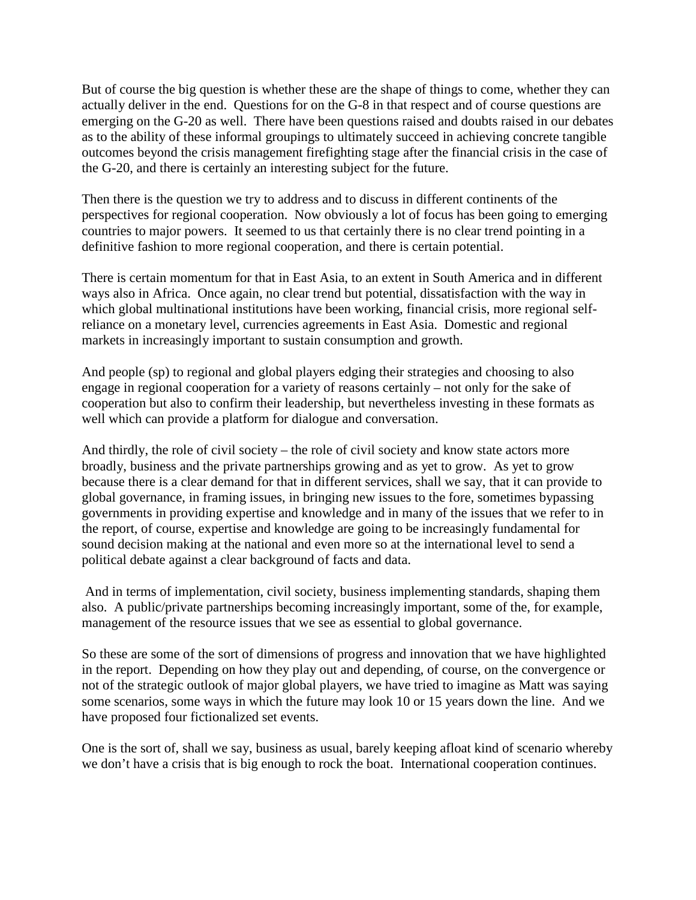But of course the big question is whether these are the shape of things to come, whether they can actually deliver in the end. Questions for on the G-8 in that respect and of course questions are emerging on the G-20 as well. There have been questions raised and doubts raised in our debates as to the ability of these informal groupings to ultimately succeed in achieving concrete tangible outcomes beyond the crisis management firefighting stage after the financial crisis in the case of the G-20, and there is certainly an interesting subject for the future.

Then there is the question we try to address and to discuss in different continents of the perspectives for regional cooperation. Now obviously a lot of focus has been going to emerging countries to major powers. It seemed to us that certainly there is no clear trend pointing in a definitive fashion to more regional cooperation, and there is certain potential.

There is certain momentum for that in East Asia, to an extent in South America and in different ways also in Africa. Once again, no clear trend but potential, dissatisfaction with the way in which global multinational institutions have been working, financial crisis, more regional self-reliance on a monetary level, currencies agreements in East Asia. Domestic and regional markets in increasingly important to sustain consumption and growth.

And people (sp) to regional and global players edging their strategies and choosing to also engage in regional cooperation for a variety of reasons certainly – not only for the sake of cooperation but also to confirm their leadership, but nevertheless investing in these formats as well which can provide a platform for dialogue and conversation.

And thirdly, the role of civil society – the role of civil society and know state actors more broadly, business and the private partnerships growing and as yet to grow. As yet to grow because there is a clear demand for that in different services, shall we say, that it can provide to global governance, in framing issues, in bringing new issues to the fore, sometimes bypassing governments in providing expertise and knowledge and in many of the issues that we refer to in the report, of course, expertise and knowledge are going to be increasingly fundamental for sound decision making at the national and even more so at the international level to send a political debate against a clear background of facts and data.

And in terms of implementation, civil society, business implementing standards, shaping them also. A public/private partnerships becoming increasingly important, some of the, for example, management of the resource issues that we see as essential to global governance.

So these are some of the sort of dimensions of progress and innovation that we have highlighted in the report. Depending on how they play out and depending, of course, on the convergence or not of the strategic outlook of major global players, we have tried to imagine as Matt was saying some scenarios, some ways in which the future may look 10 or 15 years down the line. And we have proposed four fictionalized set events.

One is the sort of, shall we say, business as usual, barely keeping afloat kind of scenario whereby we don't have a crisis that is big enough to rock the boat. International cooperation continues.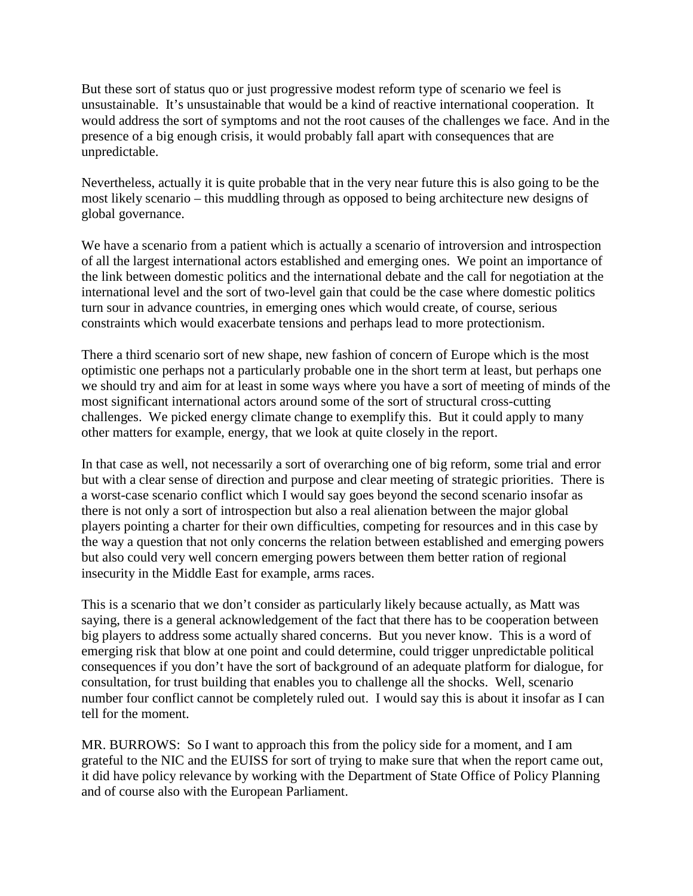But these sort of status quo or just progressive modest reform type of scenario we feel is unsustainable. It's unsustainable that would be a kind of reactive international cooperation. It would address the sort of symptoms and not the root causes of the challenges we face. And in the presence of a big enough crisis, it would probably fall apart with consequences that are unpredictable.

Nevertheless, actually it is quite probable that in the very near future this is also going to be the most likely scenario – this muddling through as opposed to being architecture new designs of global governance.

We have a scenario from a patient which is actually a scenario of introversion and introspection of all the largest international actors established and emerging ones. We point an importance of the link between domestic politics and the international debate and the call for negotiation at the international level and the sort of two-level gain that could be the case where domestic politics turn sour in advance countries, in emerging ones which would create, of course, serious constraints which would exacerbate tensions and perhaps lead to more protectionism.

There a third scenario sort of new shape, new fashion of concern of Europe which is the most optimistic one perhaps not a particularly probable one in the short term at least, but perhaps one we should try and aim for at least in some ways where you have a sort of meeting of minds of the most significant international actors around some of the sort of structural cross-cutting challenges. We picked energy climate change to exemplify this. But it could apply to many other matters for example, energy, that we look at quite closely in the report.

In that case as well, not necessarily a sort of overarching one of big reform, some trial and error but with a clear sense of direction and purpose and clear meeting of strategic priorities. There is a worst-case scenario conflict which I would say goes beyond the second scenario insofar as there is not only a sort of introspection but also a real alienation between the major global players pointing a charter for their own difficulties, competing for resources and in this case by the way a question that not only concerns the relation between established and emerging powers but also could very well concern emerging powers between them better ration of regional insecurity in the Middle East for example, arms races.

This is a scenario that we don't consider as particularly likely because actually, as Matt was saying, there is a general acknowledgement of the fact that there has to be cooperation between big players to address some actually shared concerns. But you never know. This is a word of emerging risk that blow at one point and could determine, could trigger unpredictable political consequences if you don't have the sort of background of an adequate platform for dialogue, for consultation, for trust building that enables you to challenge all the shocks. Well, scenario number four conflict cannot be completely ruled out. I would say this is about it insofar as I can tell for the moment.

MR. BURROWS: So I want to approach this from the policy side for a moment, and I am grateful to the NIC and the EUISS for sort of trying to make sure that when the report came out, it did have policy relevance by working with the Department of State Office of Policy Planning and of course also with the European Parliament.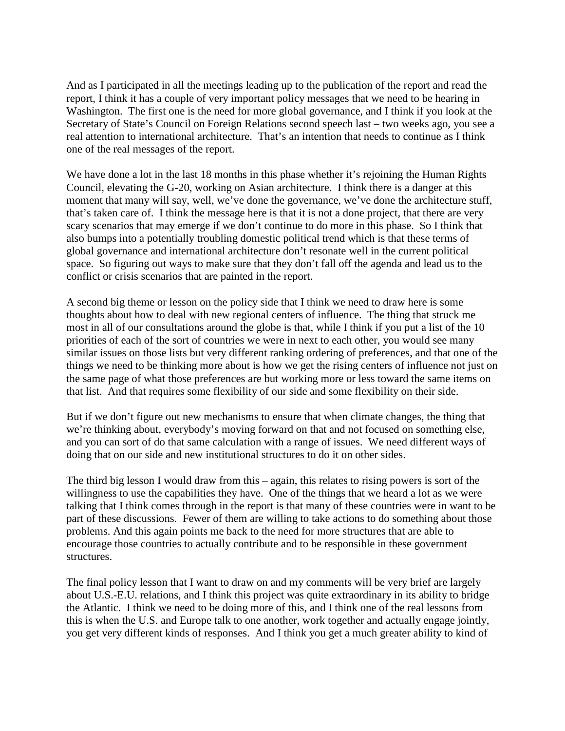And as I participated in all the meetings leading up to the publication of the report and read the report, I think it has a couple of very important policy messages that we need to be hearing in Washington. The first one is the need for more global governance, and I think if you look at the Secretary of State's Council on Foreign Relations second speech last – two weeks ago, you see a real attention to international architecture. That's an intention that needs to continue as I think one of the real messages of the report.

We have done a lot in the last 18 months in this phase whether it's rejoining the Human Rights Council, elevating the G-20, working on Asian architecture. I think there is a danger at this moment that many will say, well, we've done the governance, we've done the architecture stuff, that's taken care of. I think the message here is that it is not a done project, that there are very scary scenarios that may emerge if we don't continue to do more in this phase. So I think that also bumps into a potentially troubling domestic political trend which is that these terms of global governance and international architecture don't resonate well in the current political space. So figuring out ways to make sure that they don't fall off the agenda and lead us to the conflict or crisis scenarios that are painted in the report.

A second big theme or lesson on the policy side that I think we need to draw here is some thoughts about how to deal with new regional centers of influence. The thing that struck me most in all of our consultations around the globe is that, while I think if you put a list of the 10 priorities of each of the sort of countries we were in next to each other, you would see many similar issues on those lists but very different ranking ordering of preferences, and that one of the things we need to be thinking more about is how we get the rising centers of influence not just on the same page of what those preferences are but working more or less toward the same items on that list. And that requires some flexibility of our side and some flexibility on their side.

But if we don't figure out new mechanisms to ensure that when climate changes, the thing that we're thinking about, everybody's moving forward on that and not focused on something else, and you can sort of do that same calculation with a range of issues. We need different ways of doing that on our side and new institutional structures to do it on other sides.

The third big lesson I would draw from this – again, this relates to rising powers is sort of the willingness to use the capabilities they have. One of the things that we heard a lot as we were talking that I think comes through in the report is that many of these countries were in want to be part of these discussions. Fewer of them are willing to take actions to do something about those problems. And this again points me back to the need for more structures that are able to encourage those countries to actually contribute and to be responsible in these government structures.

The final policy lesson that I want to draw on and my comments will be very brief are largely about U.S.-E.U. relations, and I think this project was quite extraordinary in its ability to bridge the Atlantic. I think we need to be doing more of this, and I think one of the real lessons from this is when the U.S. and Europe talk to one another, work together and actually engage jointly, you get very different kinds of responses. And I think you get a much greater ability to kind of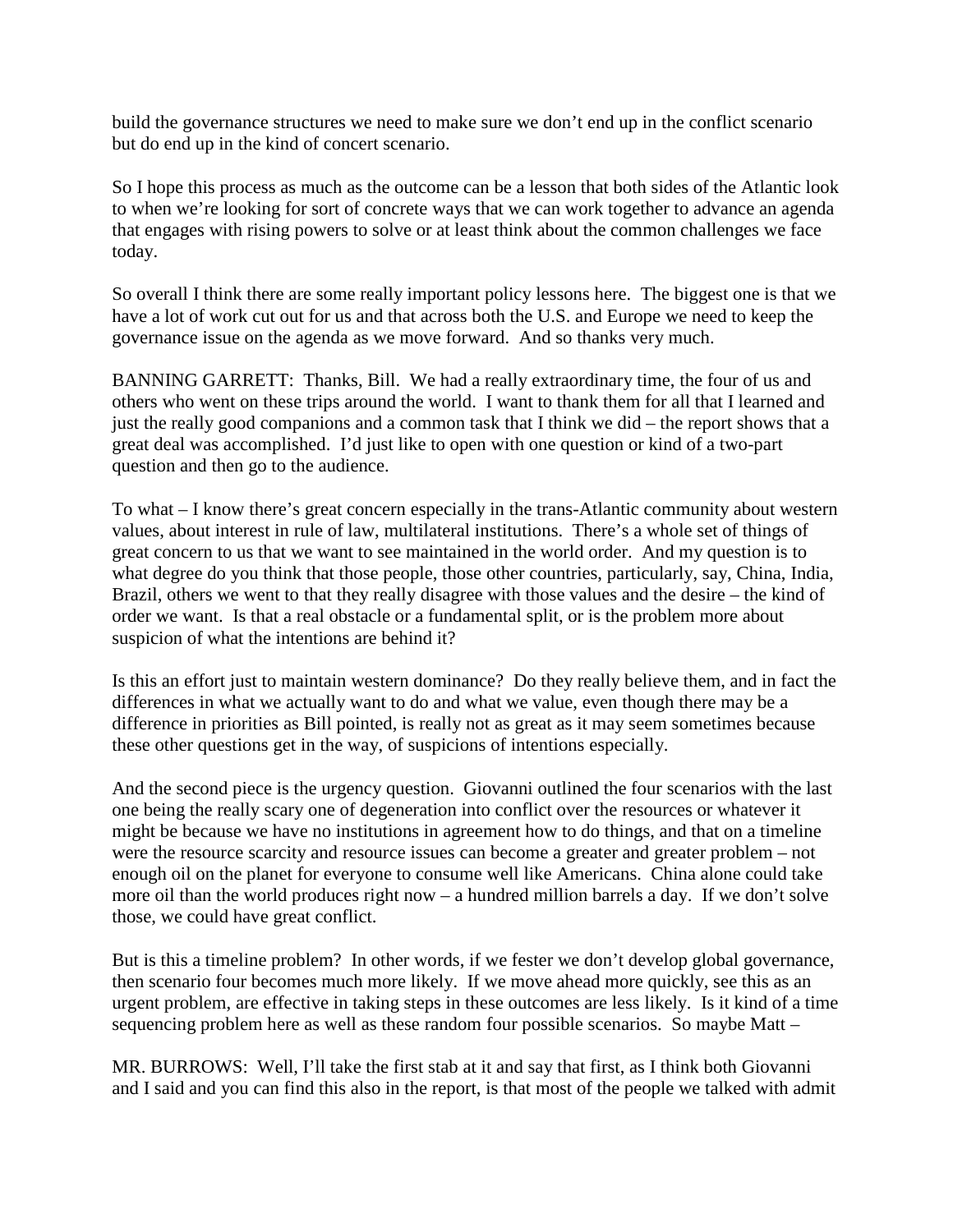build the governance structures we need to make sure we don't end up in the conflict scenario but do end up in the kind of concert scenario.

So I hope this process as much as the outcome can be a lesson that both sides of the Atlantic look to when we're looking for sort of concrete ways that we can work together to advance an agenda that engages with rising powers to solve or at least think about the common challenges we face today.

So overall I think there are some really important policy lessons here. The biggest one is that we have a lot of work cut out for us and that across both the U.S. and Europe we need to keep the governance issue on the agenda as we move forward. And so thanks very much.

BANNING GARRETT: Thanks, Bill. We had a really extraordinary time, the four of us and others who went on these trips around the world. I want to thank them for all that I learned and just the really good companions and a common task that I think we did – the report shows that a great deal was accomplished. I'd just like to open with one question or kind of a two-part question and then go to the audience.

To what – I know there's great concern especially in the trans-Atlantic community about western values, about interest in rule of law, multilateral institutions. There's a whole set of things of great concern to us that we want to see maintained in the world order. And my question is to what degree do you think that those people, those other countries, particularly, say, China, India, Brazil, others we went to that they really disagree with those values and the desire – the kind of order we want. Is that a real obstacle or a fundamental split, or is the problem more about suspicion of what the intentions are behind it?

Is this an effort just to maintain western dominance? Do they really believe them, and in fact the differences in what we actually want to do and what we value, even though there may be a difference in priorities as Bill pointed, is really not as great as it may seem sometimes because these other questions get in the way, of suspicions of intentions especially.

And the second piece is the urgency question. Giovanni outlined the four scenarios with the last one being the really scary one of degeneration into conflict over the resources or whatever it might be because we have no institutions in agreement how to do things, and that on a timeline were the resource scarcity and resource issues can become a greater and greater problem – not enough oil on the planet for everyone to consume well like Americans. China alone could take more oil than the world produces right now – a hundred million barrels a day. If we don't solve those, we could have great conflict.

But is this a timeline problem? In other words, if we fester we don't develop global governance, then scenario four becomes much more likely. If we move ahead more quickly, see this as an urgent problem, are effective in taking steps in these outcomes are less likely. Is it kind of a time sequencing problem here as well as these random four possible scenarios. So maybe Matt –

MR. BURROWS: Well, I'll take the first stab at it and say that first, as I think both Giovanni and I said and you can find this also in the report, is that most of the people we talked with admit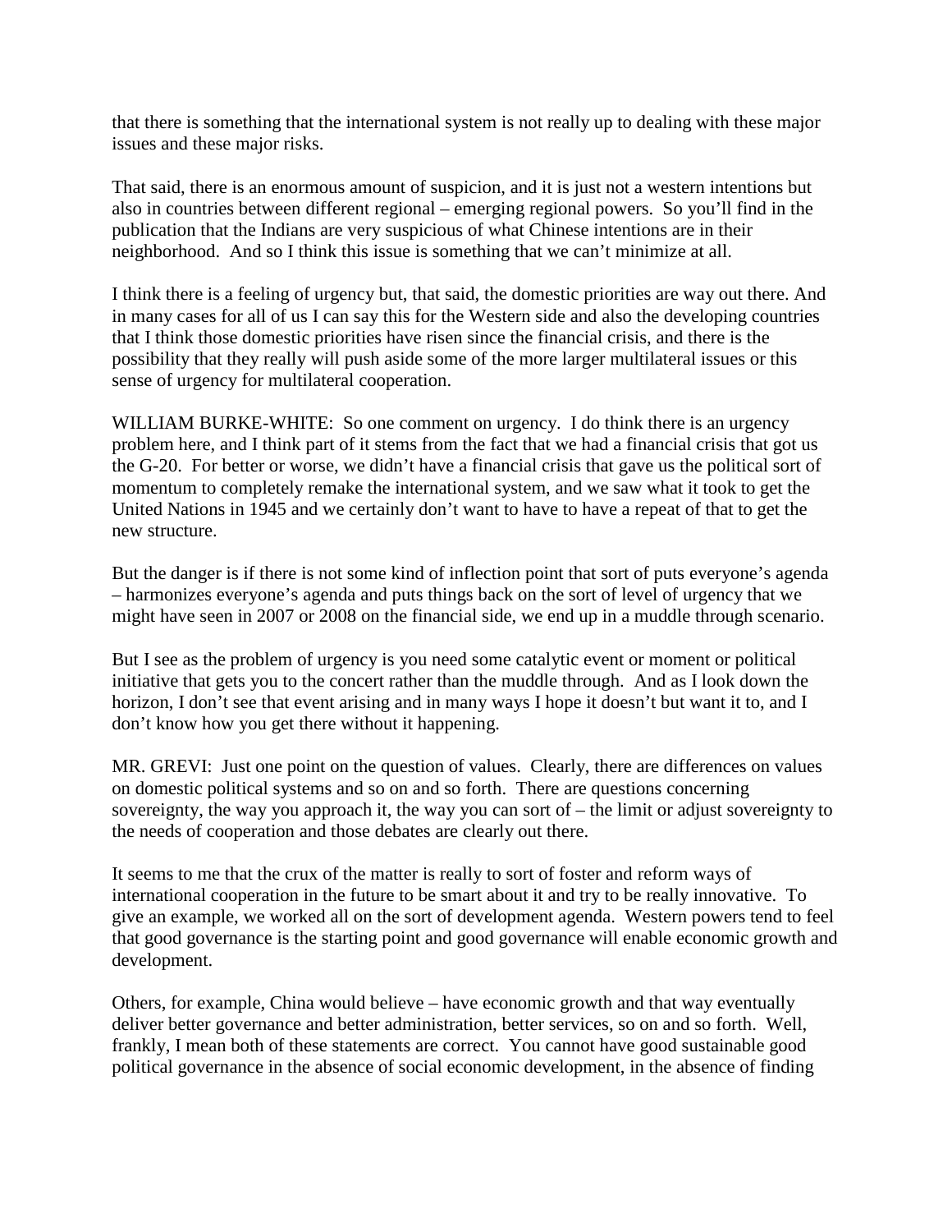that there is something that the international system is not really up to dealing with these major issues and these major risks.

That said, there is an enormous amount of suspicion, and it is just not a western intentions but also in countries between different regional – emerging regional powers. So you'll find in the publication that the Indians are very suspicious of what Chinese intentions are in their neighborhood. And so I think this issue is something that we can't minimize at all.

I think there is a feeling of urgency but, that said, the domestic priorities are way out there. And in many cases for all of us I can say this for the Western side and also the developing countries that I think those domestic priorities have risen since the financial crisis, and there is the possibility that they really will push aside some of the more larger multilateral issues or this sense of urgency for multilateral cooperation.

WILLIAM BURKE-WHITE: So one comment on urgency. I do think there is an urgency problem here, and I think part of it stems from the fact that we had a financial crisis that got us the G-20. For better or worse, we didn't have a financial crisis that gave us the political sort of momentum to completely remake the international system, and we saw what it took to get the United Nations in 1945 and we certainly don't want to have to have a repeat of that to get the new structure.

But the danger is if there is not some kind of inflection point that sort of puts everyone's agenda – harmonizes everyone's agenda and puts things back on the sort of level of urgency that we might have seen in 2007 or 2008 on the financial side, we end up in a muddle through scenario.

But I see as the problem of urgency is you need some catalytic event or moment or political initiative that gets you to the concert rather than the muddle through. And as I look down the horizon, I don't see that event arising and in many ways I hope it doesn't but want it to, and I don't know how you get there without it happening.

MR. GREVI: Just one point on the question of values. Clearly, there are differences on values on domestic political systems and so on and so forth. There are questions concerning sovereignty, the way you approach it, the way you can sort of – the limit or adjust sovereignty to the needs of cooperation and those debates are clearly out there.

It seems to me that the crux of the matter is really to sort of foster and reform ways of international cooperation in the future to be smart about it and try to be really innovative. To give an example, we worked all on the sort of development agenda. Western powers tend to feel that good governance is the starting point and good governance will enable economic growth and development.

Others, for example, China would believe – have economic growth and that way eventually deliver better governance and better administration, better services, so on and so forth. Well, frankly, I mean both of these statements are correct. You cannot have good sustainable good political governance in the absence of social economic development, in the absence of finding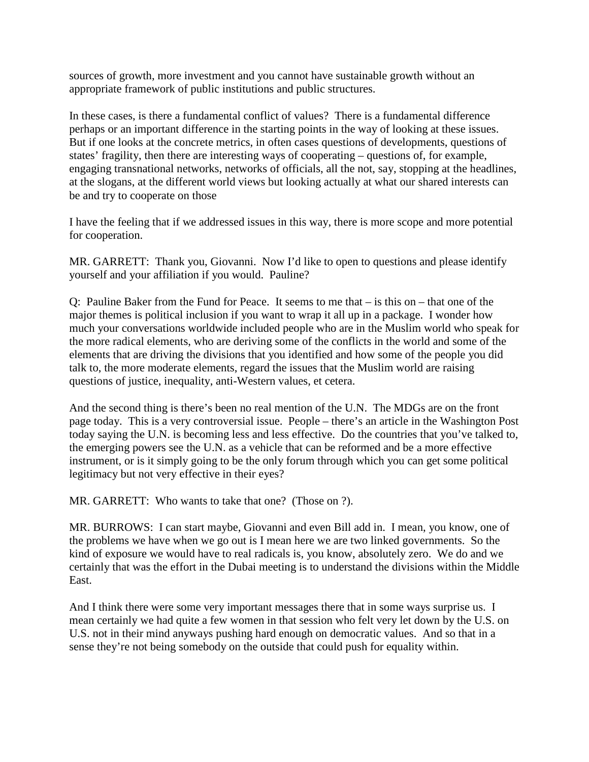sources of growth, more investment and you cannot have sustainable growth without an appropriate framework of public institutions and public structures.

In these cases, is there a fundamental conflict of values? There is a fundamental difference perhaps or an important difference in the starting points in the way of looking at these issues. But if one looks at the concrete metrics, in often cases questions of developments, questions of states' fragility, then there are interesting ways of cooperating – questions of, for example, engaging transnational networks, networks of officials, all the not, say, stopping at the headlines, at the slogans, at the different world views but looking actually at what our shared interests can be and try to cooperate on those

I have the feeling that if we addressed issues in this way, there is more scope and more potential for cooperation.

MR. GARRETT: Thank you, Giovanni. Now I'd like to open to questions and please identify yourself and your affiliation if you would. Pauline?

Q: Pauline Baker from the Fund for Peace. It seems to me that – is this on – that one of the major themes is political inclusion if you want to wrap it all up in a package. I wonder how much your conversations worldwide included people who are in the Muslim world who speak for the more radical elements, who are deriving some of the conflicts in the world and some of the elements that are driving the divisions that you identified and how some of the people you did talk to, the more moderate elements, regard the issues that the Muslim world are raising questions of justice, inequality, anti-Western values, et cetera.

And the second thing is there's been no real mention of the U.N. The MDGs are on the front page today. This is a very controversial issue. People – there's an article in the Washington Post today saying the U.N. is becoming less and less effective. Do the countries that you've talked to, the emerging powers see the U.N. as a vehicle that can be reformed and be a more effective instrument, or is it simply going to be the only forum through which you can get some political legitimacy but not very effective in their eyes?

MR. GARRETT: Who wants to take that one? (Those on ?).

MR. BURROWS: I can start maybe, Giovanni and even Bill add in. I mean, you know, one of the problems we have when we go out is I mean here we are two linked governments. So the kind of exposure we would have to real radicals is, you know, absolutely zero. We do and we certainly that was the effort in the Dubai meeting is to understand the divisions within the Middle East.

And I think there were some very important messages there that in some ways surprise us. I mean certainly we had quite a few women in that session who felt very let down by the U.S. on U.S. not in their mind anyways pushing hard enough on democratic values. And so that in a sense they're not being somebody on the outside that could push for equality within.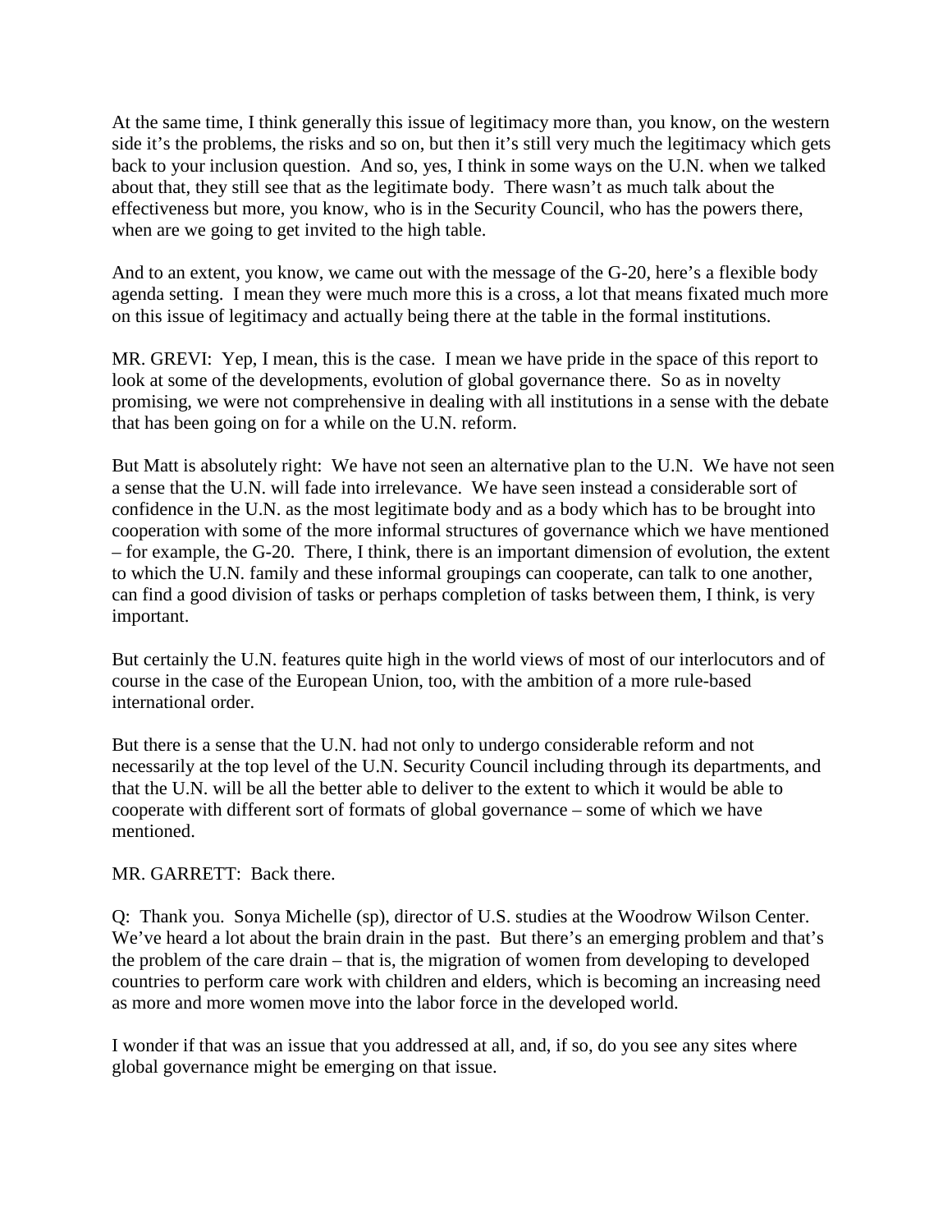At the same time, I think generally this issue of legitimacy more than, you know, on the western side it's the problems, the risks and so on, but then it's still very much the legitimacy which gets back to your inclusion question. And so, yes, I think in some ways on the U.N. when we talked about that, they still see that as the legitimate body. There wasn't as much talk about the effectiveness but more, you know, who is in the Security Council, who has the powers there, when are we going to get invited to the high table.

And to an extent, you know, we came out with the message of the G-20, here's a flexible body agenda setting. I mean they were much more this is a cross, a lot that means fixated much more on this issue of legitimacy and actually being there at the table in the formal institutions.

MR. GREVI: Yep, I mean, this is the case. I mean we have pride in the space of this report to look at some of the developments, evolution of global governance there. So as in novelty promising, we were not comprehensive in dealing with all institutions in a sense with the debate that has been going on for a while on the U.N. reform.

But Matt is absolutely right: We have not seen an alternative plan to the U.N. We have not seen a sense that the U.N. will fade into irrelevance. We have seen instead a considerable sort of confidence in the U.N. as the most legitimate body and as a body which has to be brought into cooperation with some of the more informal structures of governance which we have mentioned – for example, the G-20. There, I think, there is an important dimension of evolution, the extent to which the U.N. family and these informal groupings can cooperate, can talk to one another, can find a good division of tasks or perhaps completion of tasks between them, I think, is very important.

But certainly the U.N. features quite high in the world views of most of our interlocutors and of course in the case of the European Union, too, with the ambition of a more rule-based international order.

But there is a sense that the U.N. had not only to undergo considerable reform and not necessarily at the top level of the U.N. Security Council including through its departments, and that the U.N. will be all the better able to deliver to the extent to which it would be able to cooperate with different sort of formats of global governance – some of which we have mentioned.

MR. GARRETT: Back there.

Q: Thank you. Sonya Michelle (sp), director of U.S. studies at the Woodrow Wilson Center. We've heard a lot about the brain drain in the past. But there's an emerging problem and that's the problem of the care drain – that is, the migration of women from developing to developed countries to perform care work with children and elders, which is becoming an increasing need as more and more women move into the labor force in the developed world.

I wonder if that was an issue that you addressed at all, and, if so, do you see any sites where global governance might be emerging on that issue.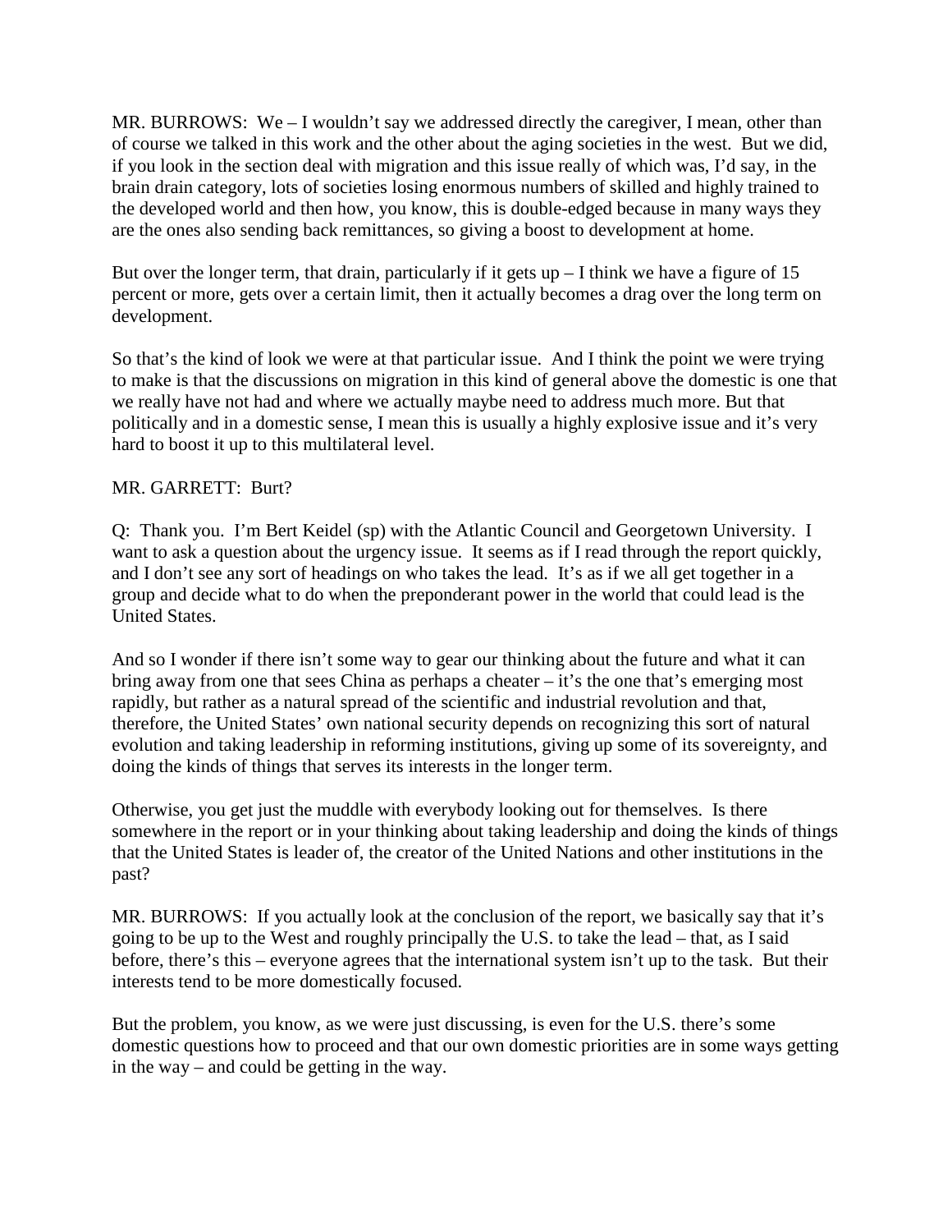MR. BURROWS: We – I wouldn't say we addressed directly the caregiver, I mean, other than of course we talked in this work and the other about the aging societies in the west. But we did, if you look in the section deal with migration and this issue really of which was, I'd say, in the brain drain category, lots of societies losing enormous numbers of skilled and highly trained to the developed world and then how, you know, this is double-edged because in many ways they are the ones also sending back remittances, so giving a boost to development at home.

But over the longer term, that drain, particularly if it gets up – I think we have a figure of 15 percent or more, gets over a certain limit, then it actually becomes a drag over the long term on development.

So that's the kind of look we were at that particular issue. And I think the point we were trying to make is that the discussions on migration in this kind of general above the domestic is one that we really have not had and where we actually maybe need to address much more. But that politically and in a domestic sense, I mean this is usually a highly explosive issue and it's very hard to boost it up to this multilateral level.

MR. GARRETT: Burt?

Q: Thank you. I'm Bert Keidel (sp) with the Atlantic Council and Georgetown University. I want to ask a question about the urgency issue. It seems as if I read through the report quickly, and I don't see any sort of headings on who takes the lead. It's as if we all get together in a group and decide what to do when the preponderant power in the world that could lead is the United States.

And so I wonder if there isn't some way to gear our thinking about the future and what it can bring away from one that sees China as perhaps a cheater – it's the one that's emerging most rapidly, but rather as a natural spread of the scientific and industrial revolution and that, therefore, the United States' own national security depends on recognizing this sort of natural evolution and taking leadership in reforming institutions, giving up some of its sovereignty, and doing the kinds of things that serves its interests in the longer term.

Otherwise, you get just the muddle with everybody looking out for themselves. Is there somewhere in the report or in your thinking about taking leadership and doing the kinds of things that the United States is leader of, the creator of the United Nations and other institutions in the past?

MR. BURROWS: If you actually look at the conclusion of the report, we basically say that it's going to be up to the West and roughly principally the U.S. to take the lead – that, as I said before, there's this – everyone agrees that the international system isn't up to the task. But their interests tend to be more domestically focused.

But the problem, you know, as we were just discussing, is even for the U.S. there's some domestic questions how to proceed and that our own domestic priorities are in some ways getting in the way – and could be getting in the way.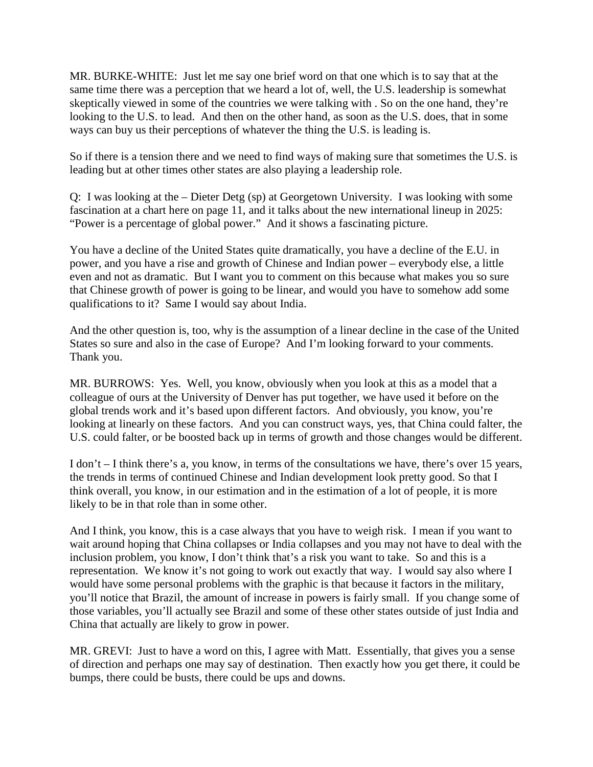MR. BURKE-WHITE: Just let me say one brief word on that one which is to say that at the same time there was a perception that we heard a lot of, well, the U.S. leadership is somewhat skeptically viewed in some of the countries we were talking with . So on the one hand, they're looking to the U.S. to lead. And then on the other hand, as soon as the U.S. does, that in some ways can buy us their perceptions of whatever the thing the U.S. is leading is.

So if there is a tension there and we need to find ways of making sure that sometimes the U.S. is leading but at other times other states are also playing a leadership role.

Q: I was looking at the – Dieter Detg (sp) at Georgetown University. I was looking with some fascination at a chart here on page 11, and it talks about the new international lineup in 2025: "Power is a percentage of global power." And it shows a fascinating picture.

You have a decline of the United States quite dramatically, you have a decline of the E.U. in power, and you have a rise and growth of Chinese and Indian power – everybody else, a little even and not as dramatic. But I want you to comment on this because what makes you so sure that Chinese growth of power is going to be linear, and would you have to somehow add some qualifications to it? Same I would say about India.

And the other question is, too, why is the assumption of a linear decline in the case of the United States so sure and also in the case of Europe? And I'm looking forward to your comments. Thank you.

MR. BURROWS: Yes. Well, you know, obviously when you look at this as a model that a colleague of ours at the University of Denver has put together, we have used it before on the global trends work and it's based upon different factors. And obviously, you know, you're looking at linearly on these factors. And you can construct ways, yes, that China could falter, the U.S. could falter, or be boosted back up in terms of growth and those changes would be different.

I don't – I think there's a, you know, in terms of the consultations we have, there's over 15 years, the trends in terms of continued Chinese and Indian development look pretty good. So that I think overall, you know, in our estimation and in the estimation of a lot of people, it is more likely to be in that role than in some other.

And I think, you know, this is a case always that you have to weigh risk. I mean if you want to wait around hoping that China collapses or India collapses and you may not have to deal with the inclusion problem, you know, I don't think that's a risk you want to take. So and this is a representation. We know it's not going to work out exactly that way. I would say also where I would have some personal problems with the graphic is that because it factors in the military, you'll notice that Brazil, the amount of increase in powers is fairly small. If you change some of those variables, you'll actually see Brazil and some of these other states outside of just India and China that actually are likely to grow in power.

MR. GREVI: Just to have a word on this, I agree with Matt. Essentially, that gives you a sense of direction and perhaps one may say of destination. Then exactly how you get there, it could be bumps, there could be busts, there could be ups and downs.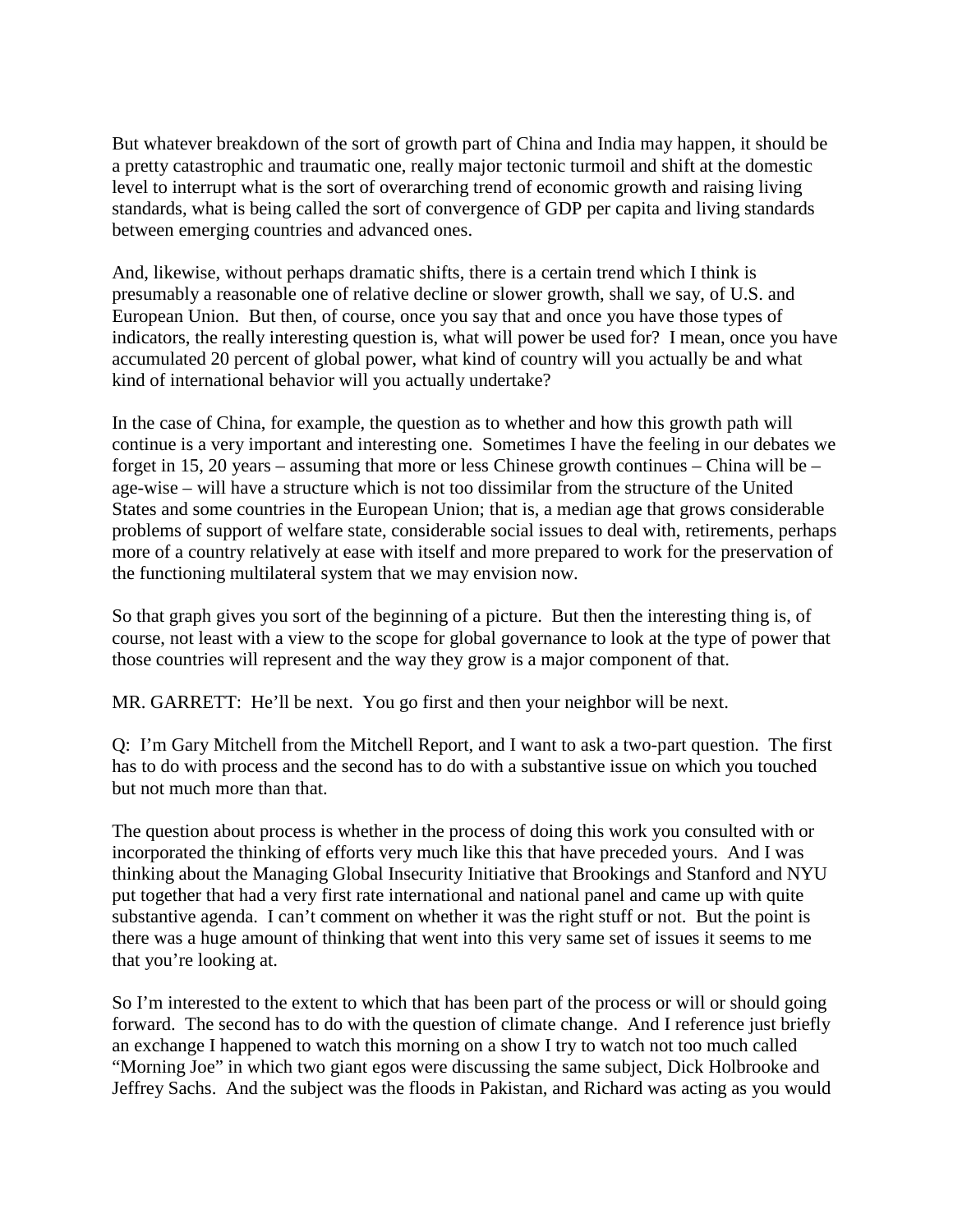But whatever breakdown of the sort of growth part of China and India may happen, it should be a pretty catastrophic and traumatic one, really major tectonic turmoil and shift at the domestic level to interrupt what is the sort of overarching trend of economic growth and raising living standards, what is being called the sort of convergence of GDP per capita and living standards between emerging countries and advanced ones.

And, likewise, without perhaps dramatic shifts, there is a certain trend which I think is presumably a reasonable one of relative decline or slower growth, shall we say, of U.S. and European Union. But then, of course, once you say that and once you have those types of indicators, the really interesting question is, what will power be used for? I mean, once you have accumulated 20 percent of global power, what kind of country will you actually be and what kind of international behavior will you actually undertake?

In the case of China, for example, the question as to whether and how this growth path will continue is a very important and interesting one. Sometimes I have the feeling in our debates we forget in 15, 20 years – assuming that more or less Chinese growth continues – China will be – age-wise – will have a structure which is not too dissimilar from the structure of the United States and some countries in the European Union; that is, a median age that grows considerable problems of support of welfare state, considerable social issues to deal with, retirements, perhaps more of a country relatively at ease with itself and more prepared to work for the preservation of the functioning multilateral system that we may envision now.

So that graph gives you sort of the beginning of a picture. But then the interesting thing is, of course, not least with a view to the scope for global governance to look at the type of power that those countries will represent and the way they grow is a major component of that.

MR. GARRETT: He'll be next. You go first and then your neighbor will be next.

Q: I'm Gary Mitchell from the Mitchell Report, and I want to ask a two-part question. The first has to do with process and the second has to do with a substantive issue on which you touched but not much more than that.

The question about process is whether in the process of doing this work you consulted with or incorporated the thinking of efforts very much like this that have preceded yours. And I was thinking about the Managing Global Insecurity Initiative that Brookings and Stanford and NYU put together that had a very first rate international and national panel and came up with quite substantive agenda. I can't comment on whether it was the right stuff or not. But the point is there was a huge amount of thinking that went into this very same set of issues it seems to me that you're looking at.

So I'm interested to the extent to which that has been part of the process or will or should going forward. The second has to do with the question of climate change. And I reference just briefly an exchange I happened to watch this morning on a show I try to watch not too much called "Morning Joe" in which two giant egos were discussing the same subject, Dick Holbrooke and Jeffrey Sachs. And the subject was the floods in Pakistan, and Richard was acting as you would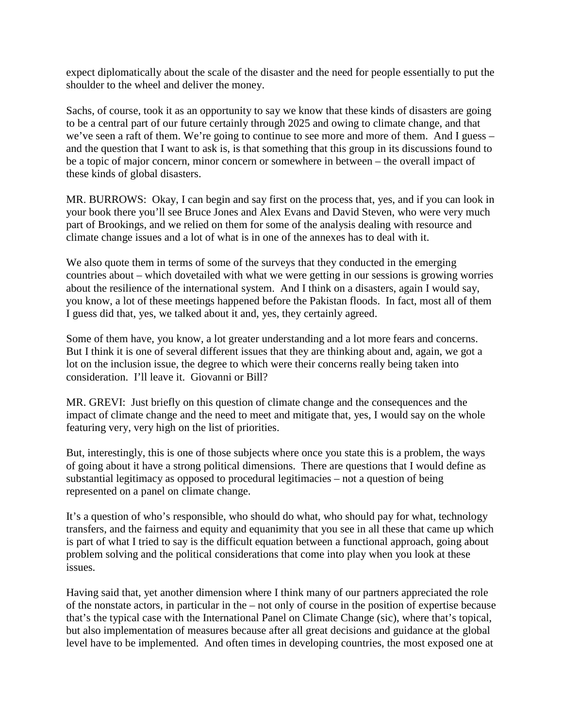expect diplomatically about the scale of the disaster and the need for people essentially to put the shoulder to the wheel and deliver the money.

Sachs, of course, took it as an opportunity to say we know that these kinds of disasters are going to be a central part of our future certainly through 2025 and owing to climate change, and that we've seen a raft of them. We're going to continue to see more and more of them. And I guess – and the question that I want to ask is, is that something that this group in its discussions found to be a topic of major concern, minor concern or somewhere in between – the overall impact of these kinds of global disasters.

MR. BURROWS: Okay, I can begin and say first on the process that, yes, and if you can look in your book there you'll see Bruce Jones and Alex Evans and David Steven, who were very much part of Brookings, and we relied on them for some of the analysis dealing with resource and climate change issues and a lot of what is in one of the annexes has to deal with it.

We also quote them in terms of some of the surveys that they conducted in the emerging countries about – which dovetailed with what we were getting in our sessions is growing worries about the resilience of the international system. And I think on a disasters, again I would say, you know, a lot of these meetings happened before the Pakistan floods. In fact, most all of them I guess did that, yes, we talked about it and, yes, they certainly agreed.

Some of them have, you know, a lot greater understanding and a lot more fears and concerns. But I think it is one of several different issues that they are thinking about and, again, we got a lot on the inclusion issue, the degree to which were their concerns really being taken into consideration. I'll leave it. Giovanni or Bill?

MR. GREVI: Just briefly on this question of climate change and the consequences and the impact of climate change and the need to meet and mitigate that, yes, I would say on the whole featuring very, very high on the list of priorities.

But, interestingly, this is one of those subjects where once you state this is a problem, the ways of going about it have a strong political dimensions. There are questions that I would define as substantial legitimacy as opposed to procedural legitimacies – not a question of being represented on a panel on climate change.

It's a question of who's responsible, who should do what, who should pay for what, technology transfers, and the fairness and equity and equanimity that you see in all these that came up which is part of what I tried to say is the difficult equation between a functional approach, going about problem solving and the political considerations that come into play when you look at these issues.

Having said that, yet another dimension where I think many of our partners appreciated the role of the nonstate actors, in particular in the – not only of course in the position of expertise because that's the typical case with the International Panel on Climate Change (sic), where that's topical, but also implementation of measures because after all great decisions and guidance at the global level have to be implemented. And often times in developing countries, the most exposed one at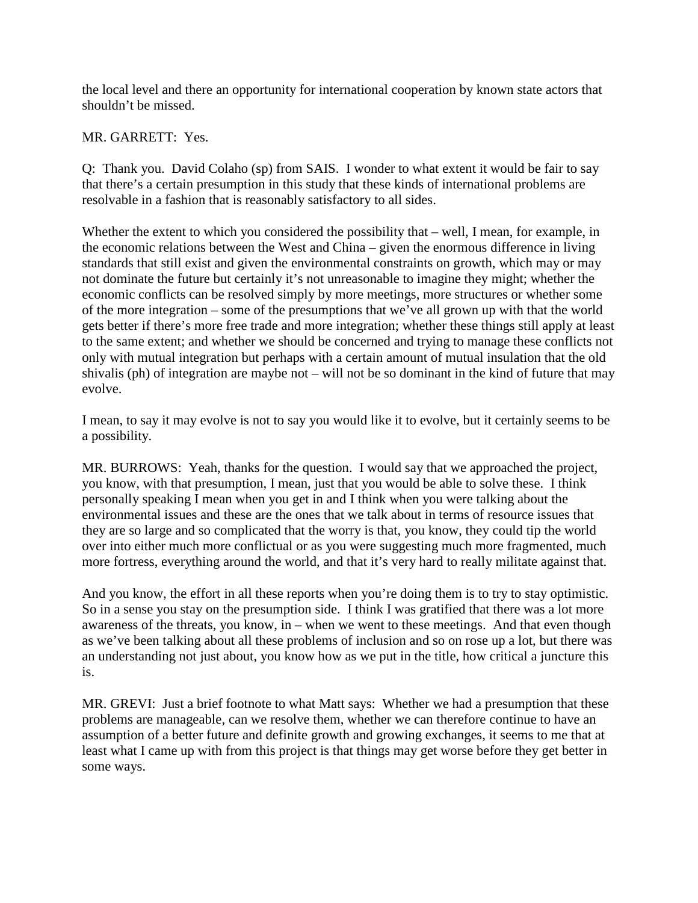the local level and there an opportunity for international cooperation by known state actors that shouldn't be missed.

MR. GARRETT: Yes.

Q: Thank you. David Colaho (sp) from SAIS. I wonder to what extent it would be fair to say that there's a certain presumption in this study that these kinds of international problems are resolvable in a fashion that is reasonably satisfactory to all sides.

Whether the extent to which you considered the possibility that – well, I mean, for example, in the economic relations between the West and China – given the enormous difference in living standards that still exist and given the environmental constraints on growth, which may or may not dominate the future but certainly it's not unreasonable to imagine they might; whether the economic conflicts can be resolved simply by more meetings, more structures or whether some of the more integration – some of the presumptions that we've all grown up with that the world gets better if there's more free trade and more integration; whether these things still apply at least to the same extent; and whether we should be concerned and trying to manage these conflicts not only with mutual integration but perhaps with a certain amount of mutual insulation that the old shivalis (ph) of integration are maybe not – will not be so dominant in the kind of future that may evolve.

I mean, to say it may evolve is not to say you would like it to evolve, but it certainly seems to be a possibility.

MR. BURROWS: Yeah, thanks for the question. I would say that we approached the project, you know, with that presumption, I mean, just that you would be able to solve these. I think personally speaking I mean when you get in and I think when you were talking about the environmental issues and these are the ones that we talk about in terms of resource issues that they are so large and so complicated that the worry is that, you know, they could tip the world over into either much more conflictual or as you were suggesting much more fragmented, much more fortress, everything around the world, and that it's very hard to really militate against that.

And you know, the effort in all these reports when you're doing them is to try to stay optimistic. So in a sense you stay on the presumption side. I think I was gratified that there was a lot more awareness of the threats, you know, in – when we went to these meetings. And that even though as we've been talking about all these problems of inclusion and so on rose up a lot, but there was an understanding not just about, you know how as we put in the title, how critical a juncture this is.

MR. GREVI: Just a brief footnote to what Matt says: Whether we had a presumption that these problems are manageable, can we resolve them, whether we can therefore continue to have an assumption of a better future and definite growth and growing exchanges, it seems to me that at least what I came up with from this project is that things may get worse before they get better in some ways.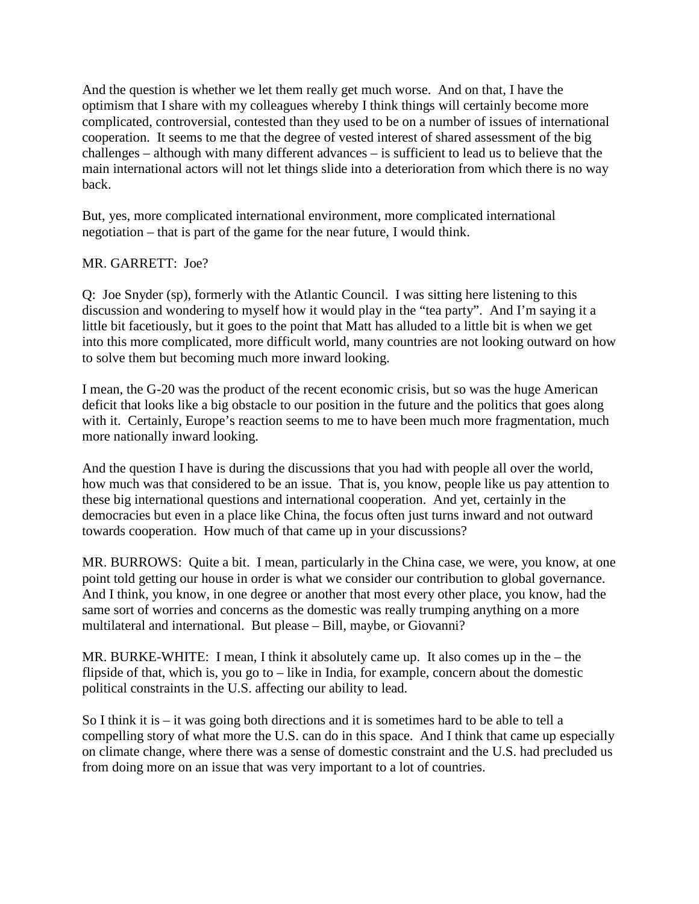And the question is whether we let them really get much worse. And on that, I have the optimism that I share with my colleagues whereby I think things will certainly become more complicated, controversial, contested than they used to be on a number of issues of international cooperation. It seems to me that the degree of vested interest of shared assessment of the big challenges – although with many different advances – is sufficient to lead us to believe that the main international actors will not let things slide into a deterioration from which there is no way back.

But, yes, more complicated international environment, more complicated international negotiation – that is part of the game for the near future, I would think.

MR. GARRETT: Joe?

Q: Joe Snyder (sp), formerly with the Atlantic Council. I was sitting here listening to this discussion and wondering to myself how it would play in the "tea party". And I'm saying it a little bit facetiously, but it goes to the point that Matt has alluded to a little bit is when we get into this more complicated, more difficult world, many countries are not looking outward on how to solve them but becoming much more inward looking.

I mean, the G-20 was the product of the recent economic crisis, but so was the huge American deficit that looks like a big obstacle to our position in the future and the politics that goes along with it. Certainly, Europe's reaction seems to me to have been much more fragmentation, much more nationally inward looking.

And the question I have is during the discussions that you had with people all over the world, how much was that considered to be an issue. That is, you know, people like us pay attention to these big international questions and international cooperation. And yet, certainly in the democracies but even in a place like China, the focus often just turns inward and not outward towards cooperation. How much of that came up in your discussions?

MR. BURROWS: Quite a bit. I mean, particularly in the China case, we were, you know, at one point told getting our house in order is what we consider our contribution to global governance. And I think, you know, in one degree or another that most every other place, you know, had the same sort of worries and concerns as the domestic was really trumping anything on a more multilateral and international. But please – Bill, maybe, or Giovanni?

MR. BURKE-WHITE: I mean, I think it absolutely came up. It also comes up in the – the flipside of that, which is, you go to – like in India, for example, concern about the domestic political constraints in the U.S. affecting our ability to lead.

So I think it is – it was going both directions and it is sometimes hard to be able to tell a compelling story of what more the U.S. can do in this space. And I think that came up especially on climate change, where there was a sense of domestic constraint and the U.S. had precluded us from doing more on an issue that was very important to a lot of countries.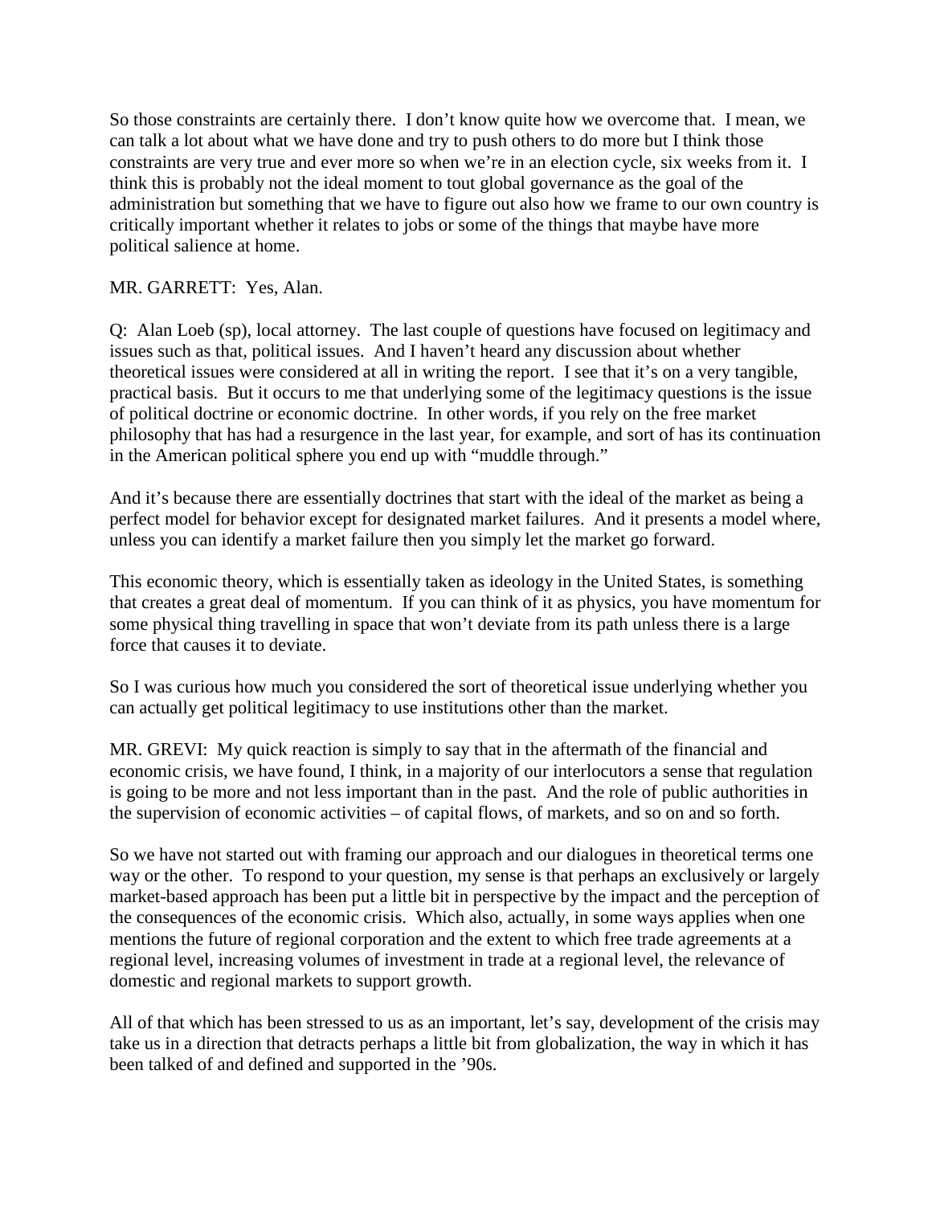So those constraints are certainly there. I don't know quite how we overcome that. I mean, we can talk a lot about what we have done and try to push others to do more but I think those constraints are very true and ever more so when we're in an election cycle, six weeks from it. I think this is probably not the ideal moment to tout global governance as the goal of the administration but something that we have to figure out also how we frame to our own country is critically important whether it relates to jobs or some of the things that maybe have more political salience at home.

MR. GARRETT: Yes, Alan.

Q: Alan Loeb (sp), local attorney. The last couple of questions have focused on legitimacy and issues such as that, political issues. And I haven't heard any discussion about whether theoretical issues were considered at all in writing the report. I see that it's on a very tangible, practical basis. But it occurs to me that underlying some of the legitimacy questions is the issue of political doctrine or economic doctrine. In other words, if you rely on the free market philosophy that has had a resurgence in the last year, for example, and sort of has its continuation in the American political sphere you end up with "muddle through."

And it's because there are essentially doctrines that start with the ideal of the market as being a perfect model for behavior except for designated market failures. And it presents a model where, unless you can identify a market failure then you simply let the market go forward.

This economic theory, which is essentially taken as ideology in the United States, is something that creates a great deal of momentum. If you can think of it as physics, you have momentum for some physical thing travelling in space that won't deviate from its path unless there is a large force that causes it to deviate.

So I was curious how much you considered the sort of theoretical issue underlying whether you can actually get political legitimacy to use institutions other than the market.

MR. GREVI: My quick reaction is simply to say that in the aftermath of the financial and economic crisis, we have found, I think, in a majority of our interlocutors a sense that regulation is going to be more and not less important than in the past. And the role of public authorities in the supervision of economic activities – of capital flows, of markets, and so on and so forth.

So we have not started out with framing our approach and our dialogues in theoretical terms one way or the other. To respond to your question, my sense is that perhaps an exclusively or largely market-based approach has been put a little bit in perspective by the impact and the perception of the consequences of the economic crisis. Which also, actually, in some ways applies when one mentions the future of regional corporation and the extent to which free trade agreements at a regional level, increasing volumes of investment in trade at a regional level, the relevance of domestic and regional markets to support growth.

All of that which has been stressed to us as an important, let's say, development of the crisis may take us in a direction that detracts perhaps a little bit from globalization, the way in which it has been talked of and defined and supported in the '90s.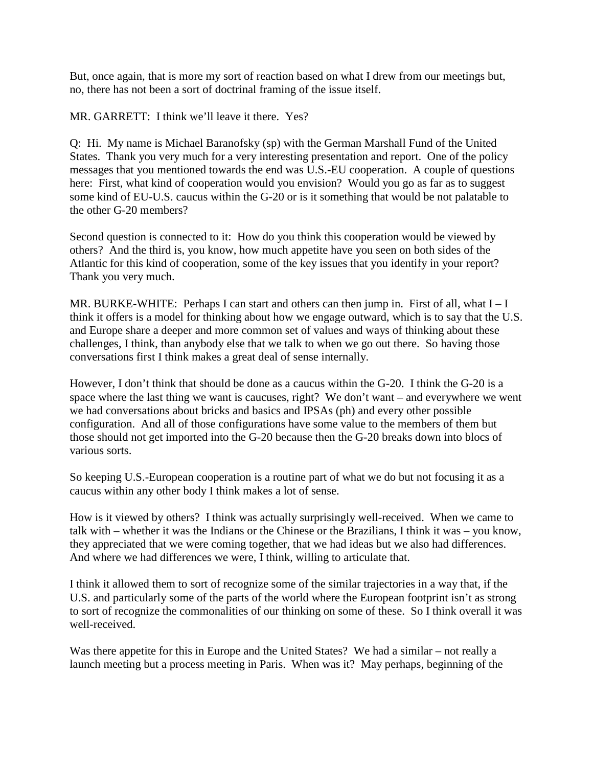But, once again, that is more my sort of reaction based on what I drew from our meetings but, no, there has not been a sort of doctrinal framing of the issue itself.

MR. GARRETT: I think we'll leave it there. Yes?

Q: Hi. My name is Michael Baranofsky (sp) with the German Marshall Fund of the United States. Thank you very much for a very interesting presentation and report. One of the policy messages that you mentioned towards the end was U.S.-EU cooperation. A couple of questions here: First, what kind of cooperation would you envision? Would you go as far as to suggest some kind of EU-U.S. caucus within the G-20 or is it something that would be not palatable to the other G-20 members?

Second question is connected to it: How do you think this cooperation would be viewed by others? And the third is, you know, how much appetite have you seen on both sides of the Atlantic for this kind of cooperation, some of the key issues that you identify in your report? Thank you very much.

MR. BURKE-WHITE: Perhaps I can start and others can then jump in. First of all, what I – I think it offers is a model for thinking about how we engage outward, which is to say that the U.S. and Europe share a deeper and more common set of values and ways of thinking about these challenges, I think, than anybody else that we talk to when we go out there. So having those conversations first I think makes a great deal of sense internally.

However, I don't think that should be done as a caucus within the G-20. I think the G-20 is a space where the last thing we want is caucuses, right? We don't want – and everywhere we went we had conversations about bricks and basics and IPSAs (ph) and every other possible configuration. And all of those configurations have some value to the members of them but those should not get imported into the G-20 because then the G-20 breaks down into blocs of various sorts.

So keeping U.S.-European cooperation is a routine part of what we do but not focusing it as a caucus within any other body I think makes a lot of sense.

How is it viewed by others? I think was actually surprisingly well-received. When we came to talk with – whether it was the Indians or the Chinese or the Brazilians, I think it was – you know, they appreciated that we were coming together, that we had ideas but we also had differences. And where we had differences we were, I think, willing to articulate that.

I think it allowed them to sort of recognize some of the similar trajectories in a way that, if the U.S. and particularly some of the parts of the world where the European footprint isn't as strong to sort of recognize the commonalities of our thinking on some of these. So I think overall it was well-received.

Was there appetite for this in Europe and the United States? We had a similar – not really a launch meeting but a process meeting in Paris. When was it? May perhaps, beginning of the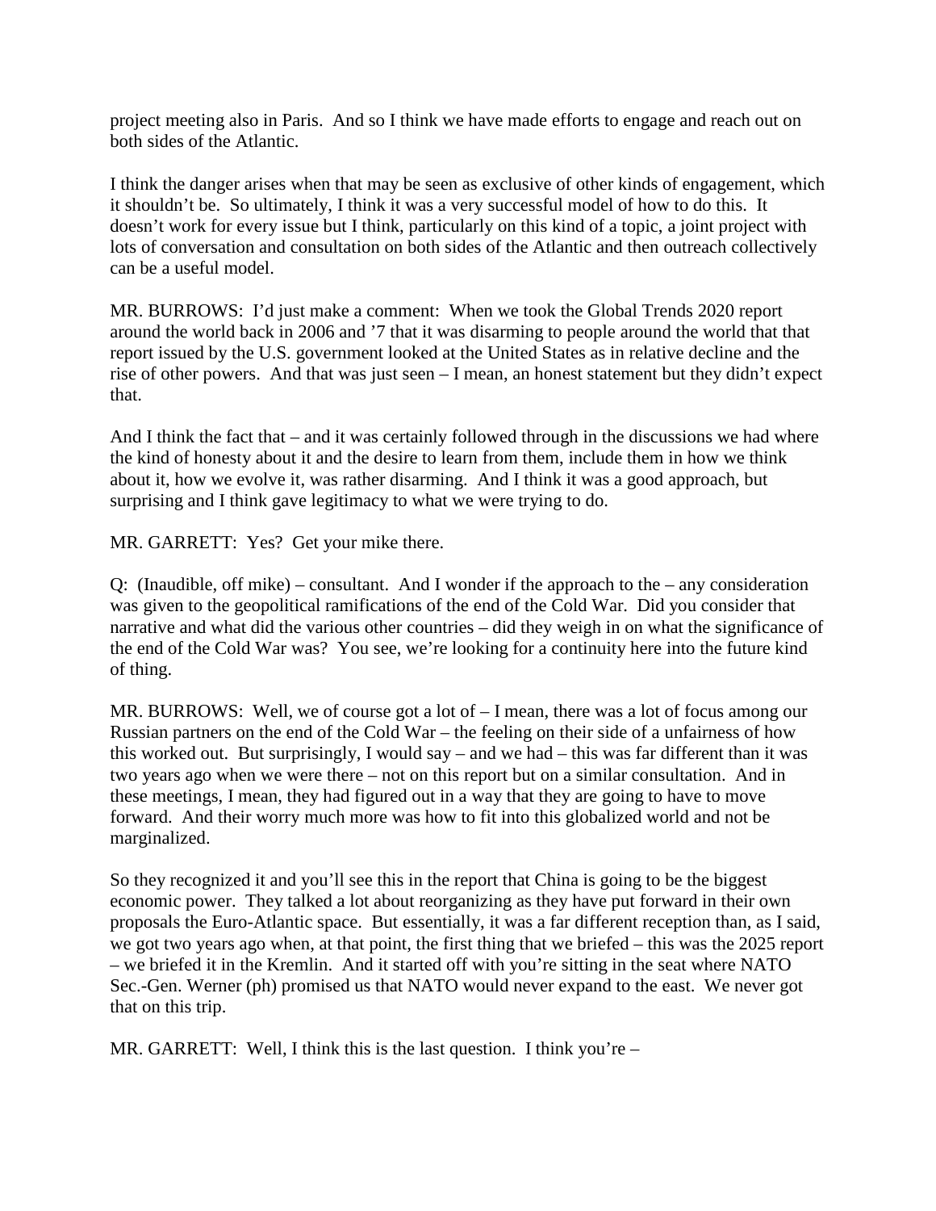project meeting also in Paris. And so I think we have made efforts to engage and reach out on both sides of the Atlantic.

I think the danger arises when that may be seen as exclusive of other kinds of engagement, which it shouldn't be. So ultimately, I think it was a very successful model of how to do this. It doesn't work for every issue but I think, particularly on this kind of a topic, a joint project with lots of conversation and consultation on both sides of the Atlantic and then outreach collectively can be a useful model.

MR. BURROWS: I'd just make a comment: When we took the Global Trends 2020 report around the world back in 2006 and '7 that it was disarming to people around the world that that report issued by the U.S. government looked at the United States as in relative decline and the rise of other powers. And that was just seen – I mean, an honest statement but they didn't expect that.

And I think the fact that – and it was certainly followed through in the discussions we had where the kind of honesty about it and the desire to learn from them, include them in how we think about it, how we evolve it, was rather disarming. And I think it was a good approach, but surprising and I think gave legitimacy to what we were trying to do.

MR. GARRETT: Yes? Get your mike there.

Q: (Inaudible, off mike) – consultant. And I wonder if the approach to the – any consideration was given to the geopolitical ramifications of the end of the Cold War. Did you consider that narrative and what did the various other countries – did they weigh in on what the significance of the end of the Cold War was? You see, we're looking for a continuity here into the future kind of thing.

MR. BURROWS: Well, we of course got a lot of – I mean, there was a lot of focus among our Russian partners on the end of the Cold War – the feeling on their side of a unfairness of how this worked out. But surprisingly, I would say – and we had – this was far different than it was two years ago when we were there – not on this report but on a similar consultation. And in these meetings, I mean, they had figured out in a way that they are going to have to move forward. And their worry much more was how to fit into this globalized world and not be marginalized.

So they recognized it and you'll see this in the report that China is going to be the biggest economic power. They talked a lot about reorganizing as they have put forward in their own proposals the Euro-Atlantic space. But essentially, it was a far different reception than, as I said, we got two years ago when, at that point, the first thing that we briefed – this was the 2025 report – we briefed it in the Kremlin. And it started off with you're sitting in the seat where NATO Sec.-Gen. Werner (ph) promised us that NATO would never expand to the east. We never got that on this trip.

MR. GARRETT: Well, I think this is the last question. I think you're –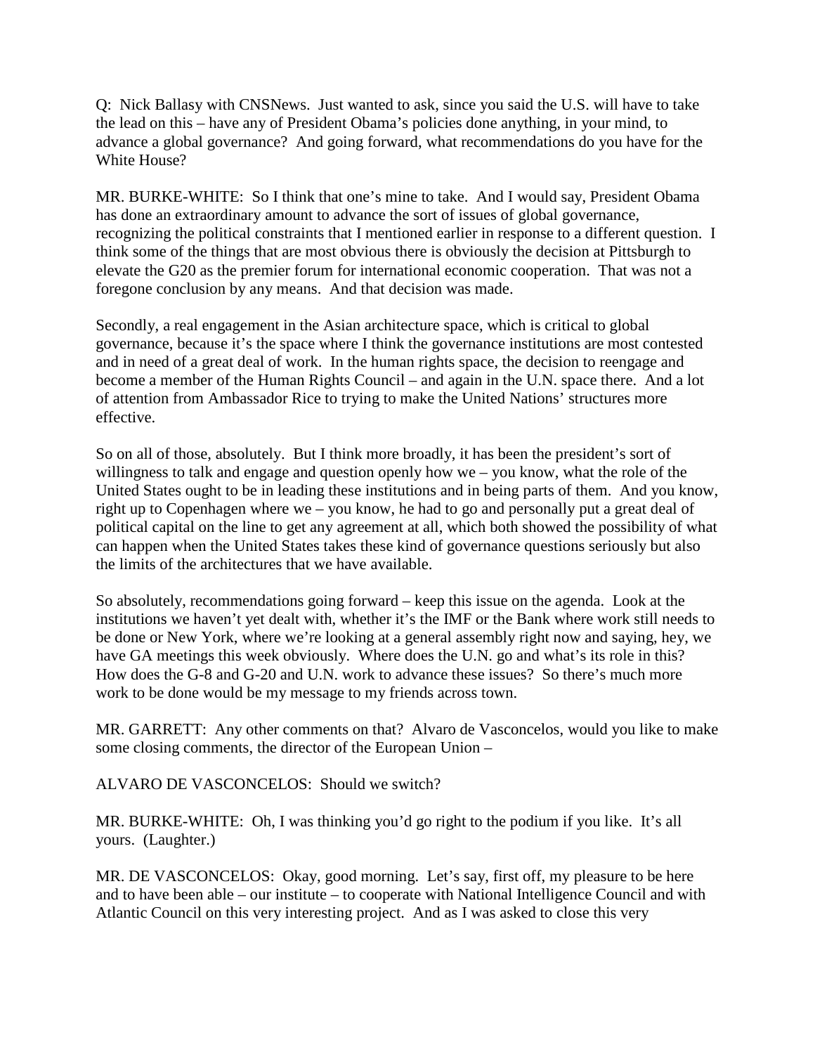Q: Nick Ballasy with CNSNews. Just wanted to ask, since you said the U.S. will have to take the lead on this – have any of President Obama's policies done anything, in your mind, to advance a global governance? And going forward, what recommendations do you have for the White House?

MR. BURKE-WHITE: So I think that one's mine to take. And I would say, President Obama has done an extraordinary amount to advance the sort of issues of global governance, recognizing the political constraints that I mentioned earlier in response to a different question. I think some of the things that are most obvious there is obviously the decision at Pittsburgh to elevate the G20 as the premier forum for international economic cooperation. That was not a foregone conclusion by any means. And that decision was made.

Secondly, a real engagement in the Asian architecture space, which is critical to global governance, because it's the space where I think the governance institutions are most contested and in need of a great deal of work. In the human rights space, the decision to reengage and become a member of the Human Rights Council – and again in the U.N. space there. And a lot of attention from Ambassador Rice to trying to make the United Nations' structures more effective.

So on all of those, absolutely. But I think more broadly, it has been the president's sort of willingness to talk and engage and question openly how we – you know, what the role of the United States ought to be in leading these institutions and in being parts of them. And you know, right up to Copenhagen where we – you know, he had to go and personally put a great deal of political capital on the line to get any agreement at all, which both showed the possibility of what can happen when the United States takes these kind of governance questions seriously but also the limits of the architectures that we have available.

So absolutely, recommendations going forward – keep this issue on the agenda. Look at the institutions we haven't yet dealt with, whether it's the IMF or the Bank where work still needs to be done or New York, where we're looking at a general assembly right now and saying, hey, we have GA meetings this week obviously. Where does the U.N. go and what's its role in this? How does the G-8 and G-20 and U.N. work to advance these issues? So there's much more work to be done would be my message to my friends across town.

MR. GARRETT: Any other comments on that? Alvaro de Vasconcelos, would you like to make some closing comments, the director of the European Union –

ALVARO DE VASCONCELOS: Should we switch?

MR. BURKE-WHITE: Oh, I was thinking you'd go right to the podium if you like. It's all yours. (Laughter.)

MR. DE VASCONCELOS: Okay, good morning. Let's say, first off, my pleasure to be here and to have been able – our institute – to cooperate with National Intelligence Council and with Atlantic Council on this very interesting project. And as I was asked to close this very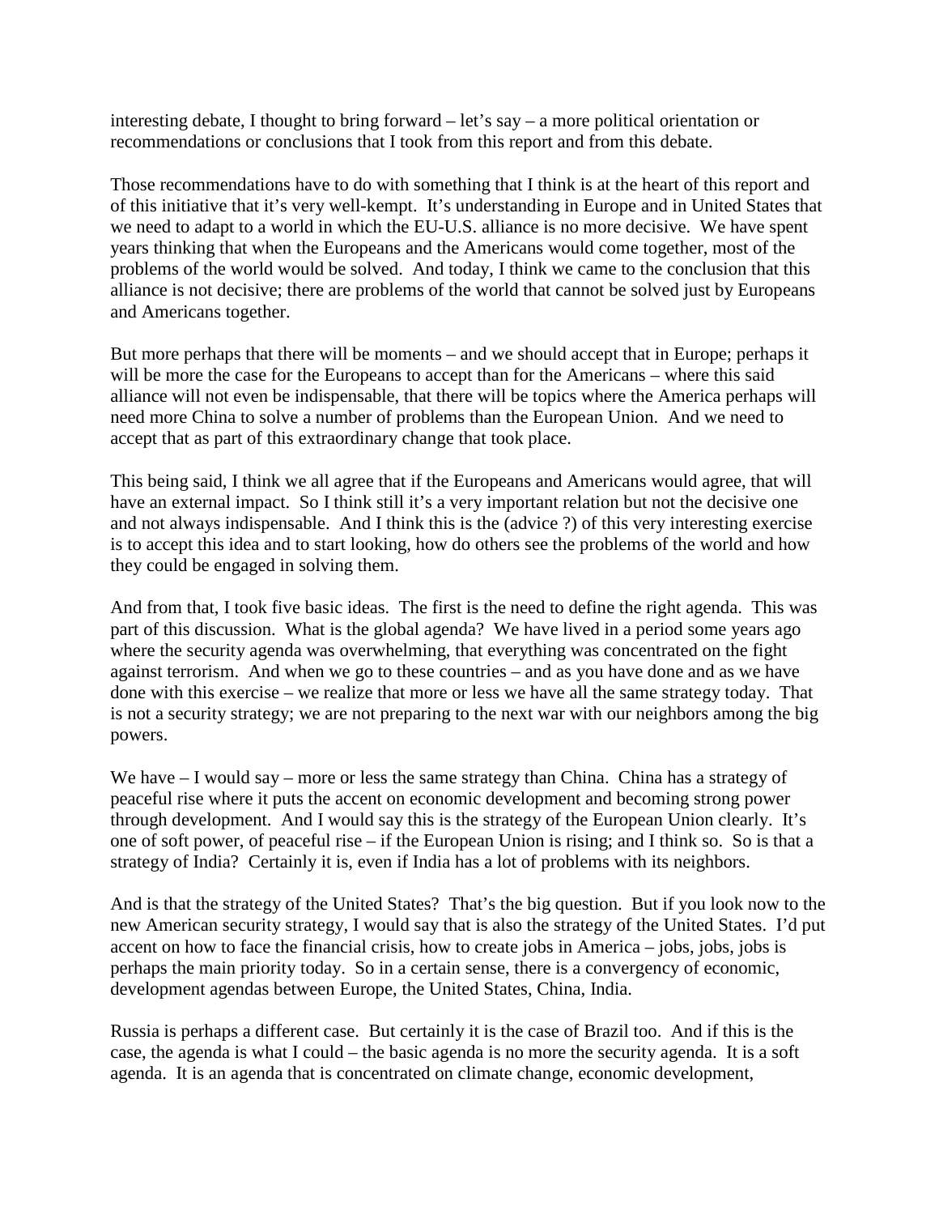interesting debate, I thought to bring forward – let's say – a more political orientation or recommendations or conclusions that I took from this report and from this debate.

Those recommendations have to do with something that I think is at the heart of this report and of this initiative that it's very well-kempt. It's understanding in Europe and in United States that we need to adapt to a world in which the EU-U.S. alliance is no more decisive. We have spent years thinking that when the Europeans and the Americans would come together, most of the problems of the world would be solved. And today, I think we came to the conclusion that this alliance is not decisive; there are problems of the world that cannot be solved just by Europeans and Americans together.

But more perhaps that there will be moments – and we should accept that in Europe; perhaps it will be more the case for the Europeans to accept than for the Americans – where this said alliance will not even be indispensable, that there will be topics where the America perhaps will need more China to solve a number of problems than the European Union. And we need to accept that as part of this extraordinary change that took place.

This being said, I think we all agree that if the Europeans and Americans would agree, that will have an external impact. So I think still it's a very important relation but not the decisive one and not always indispensable. And I think this is the (advice ?) of this very interesting exercise is to accept this idea and to start looking, how do others see the problems of the world and how they could be engaged in solving them.

And from that, I took five basic ideas. The first is the need to define the right agenda. This was part of this discussion. What is the global agenda? We have lived in a period some years ago where the security agenda was overwhelming, that everything was concentrated on the fight against terrorism. And when we go to these countries – and as you have done and as we have done with this exercise – we realize that more or less we have all the same strategy today. That is not a security strategy; we are not preparing to the next war with our neighbors among the big powers.

We have – I would say – more or less the same strategy than China. China has a strategy of peaceful rise where it puts the accent on economic development and becoming strong power through development. And I would say this is the strategy of the European Union clearly. It's one of soft power, of peaceful rise – if the European Union is rising; and I think so. So is that a strategy of India? Certainly it is, even if India has a lot of problems with its neighbors.

And is that the strategy of the United States? That's the big question. But if you look now to the new American security strategy, I would say that is also the strategy of the United States. I'd put accent on how to face the financial crisis, how to create jobs in America – jobs, jobs, jobs is perhaps the main priority today. So in a certain sense, there is a convergency of economic, development agendas between Europe, the United States, China, India.

Russia is perhaps a different case. But certainly it is the case of Brazil too. And if this is the case, the agenda is what I could – the basic agenda is no more the security agenda. It is a soft agenda. It is an agenda that is concentrated on climate change, economic development,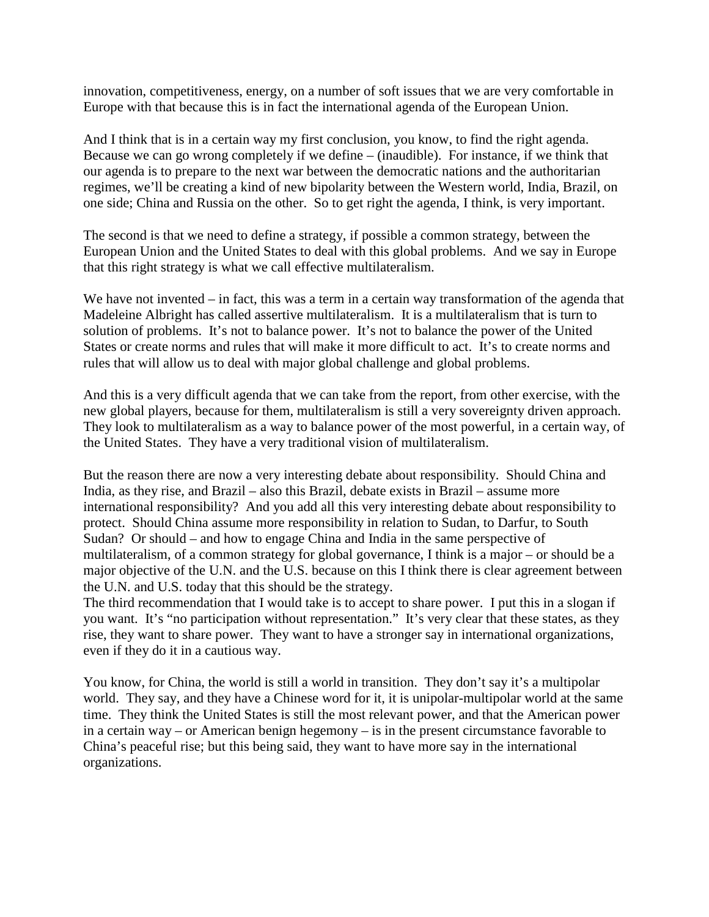innovation, competitiveness, energy, on a number of soft issues that we are very comfortable in Europe with that because this is in fact the international agenda of the European Union.

And I think that is in a certain way my first conclusion, you know, to find the right agenda. Because we can go wrong completely if we define – (inaudible). For instance, if we think that our agenda is to prepare to the next war between the democratic nations and the authoritarian regimes, we'll be creating a kind of new bipolarity between the Western world, India, Brazil, on one side; China and Russia on the other. So to get right the agenda, I think, is very important.

The second is that we need to define a strategy, if possible a common strategy, between the European Union and the United States to deal with this global problems. And we say in Europe that this right strategy is what we call effective multilateralism.

We have not invented – in fact, this was a term in a certain way transformation of the agenda that Madeleine Albright has called assertive multilateralism. It is a multilateralism that is turn to solution of problems. It's not to balance power. It's not to balance the power of the United States or create norms and rules that will make it more difficult to act. It's to create norms and rules that will allow us to deal with major global challenge and global problems.

And this is a very difficult agenda that we can take from the report, from other exercise, with the new global players, because for them, multilateralism is still a very sovereignty driven approach. They look to multilateralism as a way to balance power of the most powerful, in a certain way, of the United States. They have a very traditional vision of multilateralism.

But the reason there are now a very interesting debate about responsibility. Should China and India, as they rise, and Brazil – also this Brazil, debate exists in Brazil – assume more international responsibility? And you add all this very interesting debate about responsibility to protect. Should China assume more responsibility in relation to Sudan, to Darfur, to South Sudan? Or should – and how to engage China and India in the same perspective of multilateralism, of a common strategy for global governance, I think is a major – or should be a major objective of the U.N. and the U.S. because on this I think there is clear agreement between the U.N. and U.S. today that this should be the strategy.

The third recommendation that I would take is to accept to share power. I put this in a slogan if you want. It's "no participation without representation." It's very clear that these states, as they rise, they want to share power. They want to have a stronger say in international organizations, even if they do it in a cautious way.

You know, for China, the world is still a world in transition. They don't say it's a multipolar world. They say, and they have a Chinese word for it, it is unipolar-multipolar world at the same time. They think the United States is still the most relevant power, and that the American power in a certain way – or American benign hegemony – is in the present circumstance favorable to China's peaceful rise; but this being said, they want to have more say in the international organizations.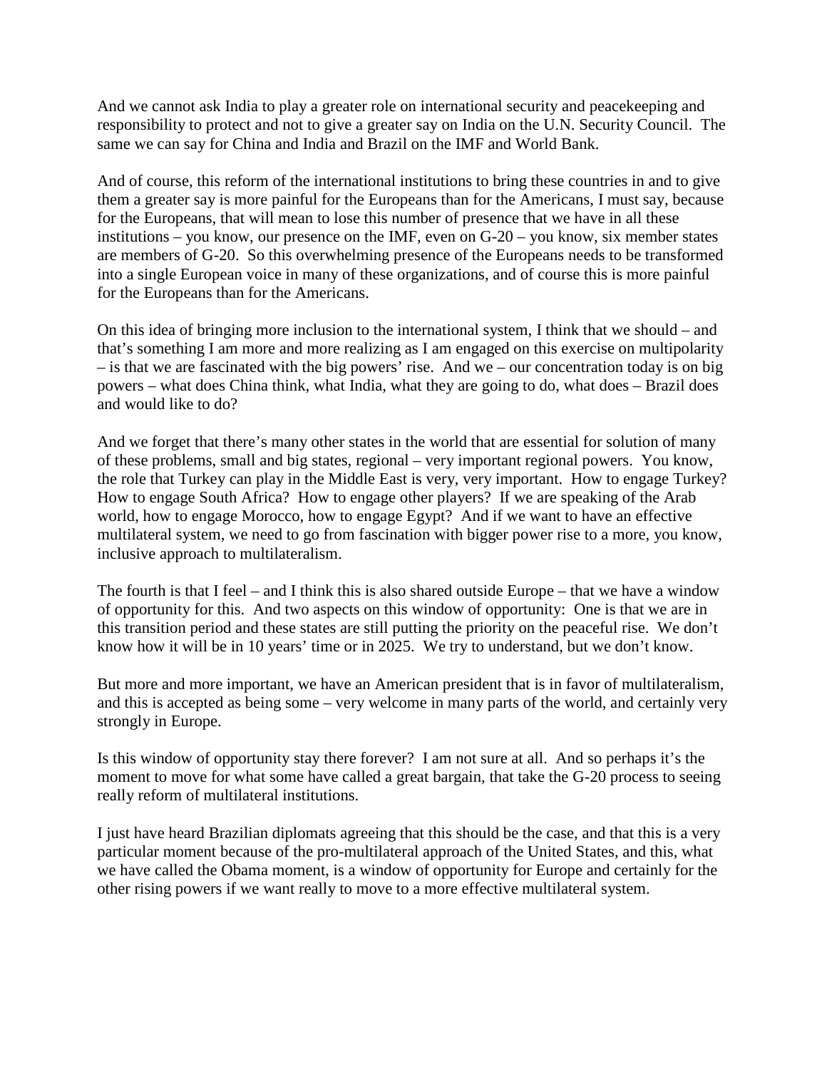And we cannot ask India to play a greater role on international security and peacekeeping and responsibility to protect and not to give a greater say on India on the U.N. Security Council. The same we can say for China and India and Brazil on the IMF and World Bank.

And of course, this reform of the international institutions to bring these countries in and to give them a greater say is more painful for the Europeans than for the Americans, I must say, because for the Europeans, that will mean to lose this number of presence that we have in all these institutions – you know, our presence on the IMF, even on G-20 – you know, six member states are members of G-20. So this overwhelming presence of the Europeans needs to be transformed into a single European voice in many of these organizations, and of course this is more painful for the Europeans than for the Americans.

On this idea of bringing more inclusion to the international system, I think that we should – and that's something I am more and more realizing as I am engaged on this exercise on multipolarity – is that we are fascinated with the big powers' rise. And we – our concentration today is on big powers – what does China think, what India, what they are going to do, what does – Brazil does and would like to do?

And we forget that there's many other states in the world that are essential for solution of many of these problems, small and big states, regional – very important regional powers. You know, the role that Turkey can play in the Middle East is very, very important. How to engage Turkey? How to engage South Africa? How to engage other players? If we are speaking of the Arab world, how to engage Morocco, how to engage Egypt? And if we want to have an effective multilateral system, we need to go from fascination with bigger power rise to a more, you know, inclusive approach to multilateralism.

The fourth is that I feel – and I think this is also shared outside Europe – that we have a window of opportunity for this. And two aspects on this window of opportunity: One is that we are in this transition period and these states are still putting the priority on the peaceful rise. We don't know how it will be in 10 years' time or in 2025. We try to understand, but we don't know.

But more and more important, we have an American president that is in favor of multilateralism, and this is accepted as being some – very welcome in many parts of the world, and certainly very strongly in Europe.

Is this window of opportunity stay there forever? I am not sure at all. And so perhaps it's the moment to move for what some have called a great bargain, that take the G-20 process to seeing really reform of multilateral institutions.

I just have heard Brazilian diplomats agreeing that this should be the case, and that this is a very particular moment because of the pro-multilateral approach of the United States, and this, what we have called the Obama moment, is a window of opportunity for Europe and certainly for the other rising powers if we want really to move to a more effective multilateral system.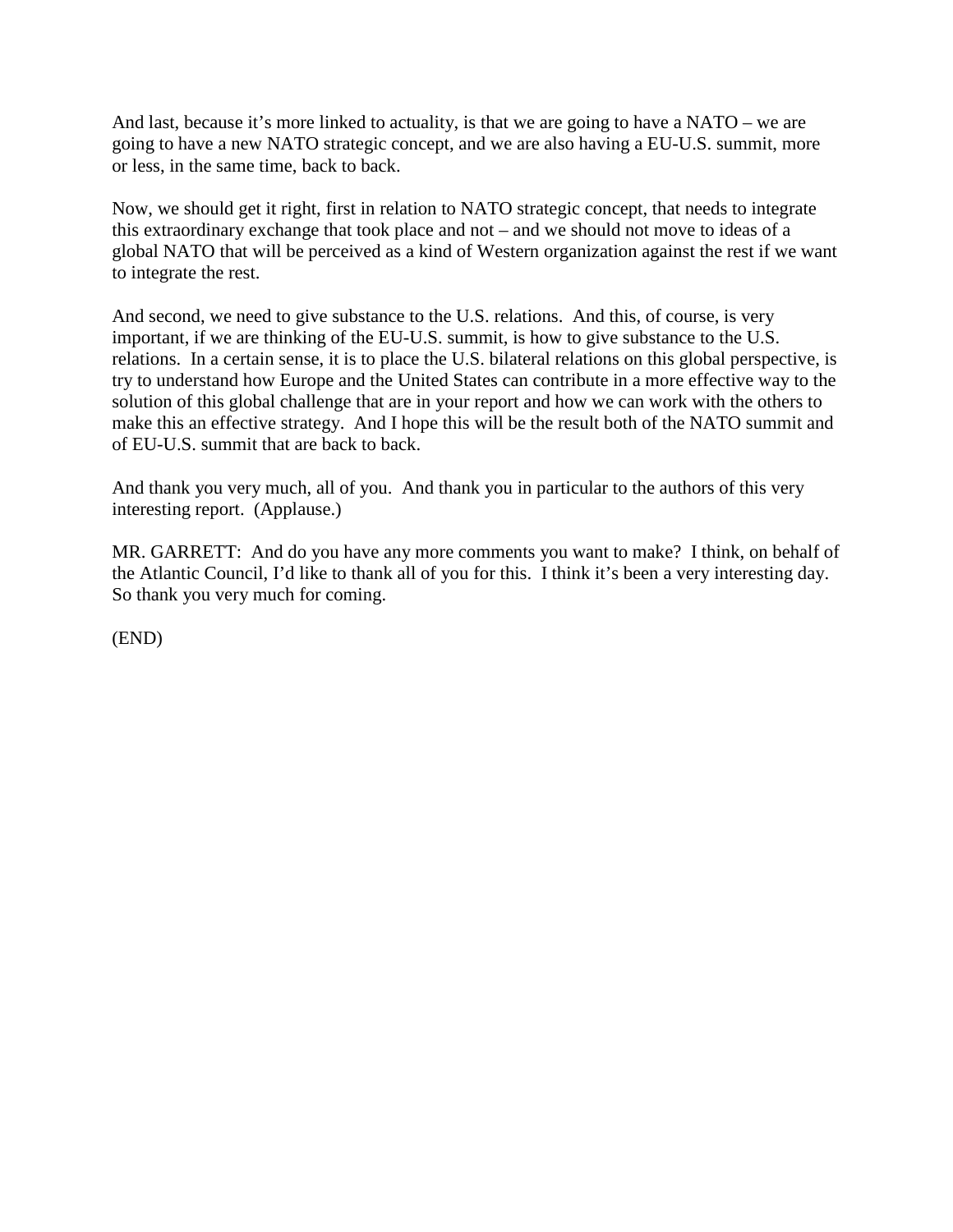And last, because it's more linked to actuality, is that we are going to have a NATO – we are going to have a new NATO strategic concept, and we are also having a EU-U.S. summit, more or less, in the same time, back to back.

Now, we should get it right, first in relation to NATO strategic concept, that needs to integrate this extraordinary exchange that took place and not – and we should not move to ideas of a global NATO that will be perceived as a kind of Western organization against the rest if we want to integrate the rest.

And second, we need to give substance to the U.S. relations. And this, of course, is very important, if we are thinking of the EU-U.S. summit, is how to give substance to the U.S. relations. In a certain sense, it is to place the U.S. bilateral relations on this global perspective, is try to understand how Europe and the United States can contribute in a more effective way to the solution of this global challenge that are in your report and how we can work with the others to make this an effective strategy. And I hope this will be the result both of the NATO summit and of EU-U.S. summit that are back to back.

And thank you very much, all of you. And thank you in particular to the authors of this very interesting report. (Applause.)

MR. GARRETT: And do you have any more comments you want to make? I think, on behalf of the Atlantic Council, I'd like to thank all of you for this. I think it's been a very interesting day. So thank you very much for coming.

(END)